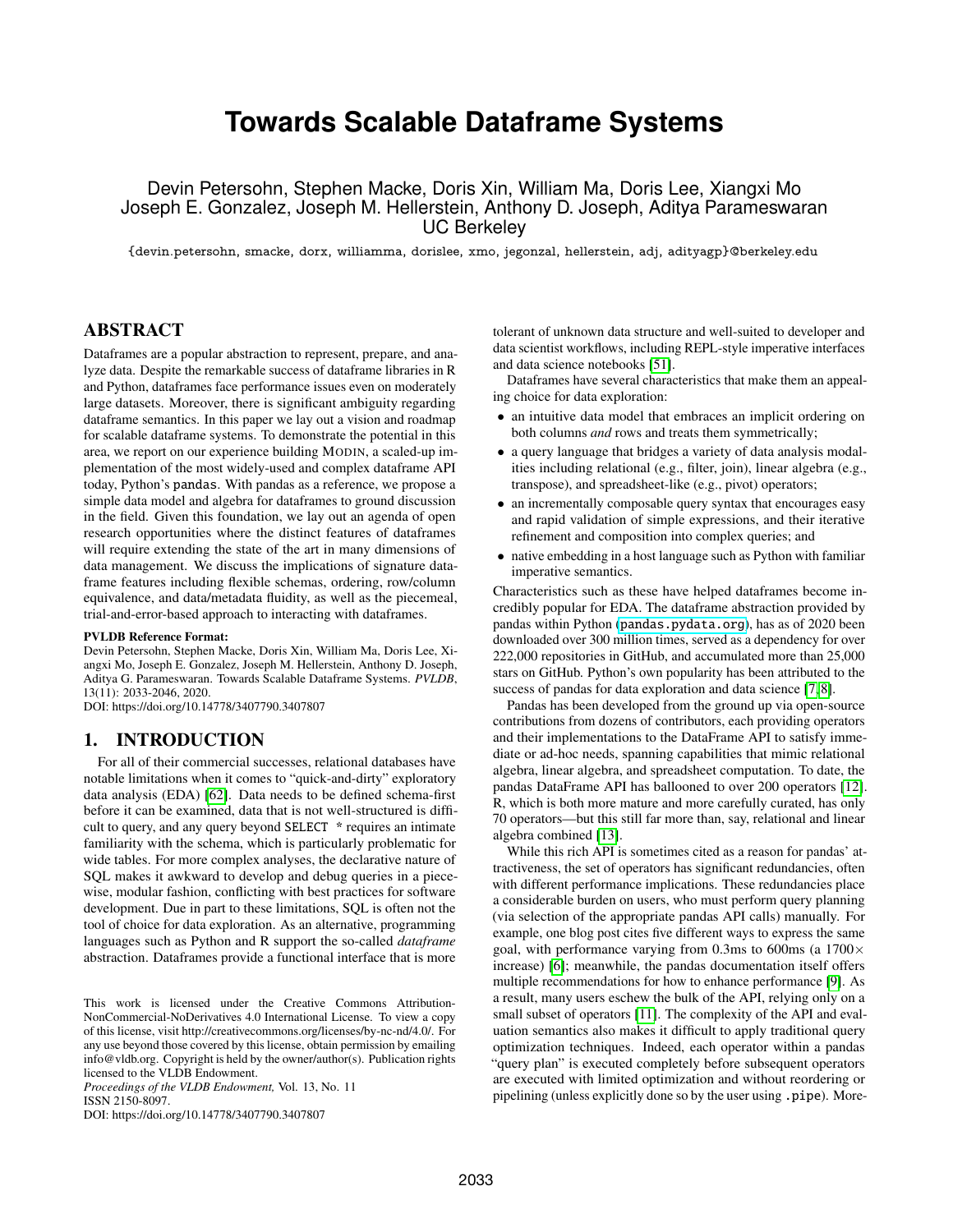# Towards Scalable Dataframe Systems

Devin Petersohn, Stephen Macke, Doris Xin, William Ma, Doris Lee, Xiangxi Mo
Joseph E. Gonzalez, Joseph M. Hellerstein, Anthony D. Joseph, Aditya Parameswaran
UC Berkeley

{devin.petersohn, smacke, dorx, williamma, dorislee, xmo, jegonzal, hellerstein, adj, adityagp}@berkeley.edu

## ABSTRACT

Dataframes are a popular abstraction to represent, prepare, and analyze data. Despite the remarkable success of dataframe libraries in R and Python, dataframes face performance issues even on moderately large datasets. Moreover, there is significant ambiguity regarding dataframe semantics. In this paper we lay out a vision and roadmap for scalable dataframe systems. To demonstrate the potential in this area, we report on our experience building MODIN, a scaled-up implementation of the most widely-used and complex dataframe API today, Python's pandas. With pandas as a reference, we propose a simple data model and algebra for dataframes to ground discussion in the field. Given this foundation, we lay out an agenda of open research opportunities where the distinct features of dataframes will require extending the state of the art in many dimensions of data management. We discuss the implications of signature dataframe features including flexible schemas, ordering, row/column equivalence, and data/metadata fluidity, as well as the piecemeal, trial-and-error-based approach to interacting with dataframes.

**PVLDB Reference Format:**
Devin Petersohn, Stephen Macke, Doris Xin, William Ma, Doris Lee, Xiangxi Mo, Joseph E. Gonzalez, Joseph M. Hellerstein, Anthony D. Joseph, Aditya G. Parameswaran. Towards Scalable Dataframe Systems. *PVLDB*, 13(11): 2033-2046, 2020.
DOI: https://doi.org/10.14778/3407790.3407807

## 1. INTRODUCTION

For all of their commercial successes, relational databases have notable limitations when it comes to "quick-and-dirty" exploratory data analysis (EDA) [62]. Data needs to be defined schema-first before it can be examined, data that is not well-structured is difficult to query, and any query beyond SELECT * requires an intimate familiarity with the schema, which is particularly problematic for wide tables. For more complex analyses, the declarative nature of SQL makes it awkward to develop and debug queries in a piecewise, modular fashion, conflicting with best practices for software development. Due in part to these limitations, SQL is often not the tool of choice for data exploration. As an alternative, programming languages such as Python and R support the so-called *dataframe* abstraction. Dataframes provide a functional interface that is more tolerant of unknown data structure and well-suited to developer and data scientist workflows, including REPL-style imperative interfaces and data science notebooks [51].

Dataframes have several characteristics that make them an appealing choice for data exploration:

- an intuitive data model that embraces an implicit ordering on both columns *and* rows and treats them symmetrically;
- a query language that bridges a variety of data analysis modalities including relational (e.g., filter, join), linear algebra (e.g., transpose), and spreadsheet-like (e.g., pivot) operators;
- an incrementally composable query syntax that encourages easy and rapid validation of simple expressions, and their iterative refinement and composition into complex queries; and
- native embedding in a host language such as Python with familiar imperative semantics.

Characteristics such as these have helped dataframes become incredibly popular for EDA. The dataframe abstraction provided by pandas within Python (pandas.pydata.org), has as of 2020 been downloaded over 300 million times, served as a dependency for over 222,000 repositories in GitHub, and accumulated more than 25,000 stars on GitHub. Python's own popularity has been attributed to the success of pandas for data exploration and data science [7, 8].

Pandas has been developed from the ground up via open-source contributions from dozens of contributors, each providing operators and their implementations to the DataFrame API to satisfy immediate or ad-hoc needs, spanning capabilities that mimic relational algebra, linear algebra, and spreadsheet computation. To date, the pandas DataFrame API has ballooned to over 200 operators [12]. R, which is both more mature and more carefully curated, has only 70 operators—but this still far more than, say, relational and linear algebra combined [13].

While this rich API is sometimes cited as a reason for pandas' attractiveness, the set of operators has significant redundancies, often with different performance implications. These redundancies place a considerable burden on users, who must perform query planning (via selection of the appropriate pandas API calls) manually. For example, one blog post cites five different ways to express the same goal, with performance varying from 0.3ms to 600ms (a 1700× increase) [6]; meanwhile, the pandas documentation itself offers multiple recommendations for how to enhance performance [9]. As a result, many users eschew the bulk of the API, relying only on a small subset of operators [11]. The complexity of the API and evaluation semantics also makes it difficult to apply traditional query optimization techniques. Indeed, each operator within a pandas "query plan" is executed completely before subsequent operators are executed with limited optimization and without reordering or pipelining (unless explicitly done so by the user using .pipe). More-

This work is licensed under the Creative Commons Attribution-NonCommercial-NoDerivatives 4.0 International License. To view a copy of this license, visit http://creativecommons.org/licenses/by-nc-nd/4.0/. For any use beyond those covered by this license, obtain permission by emailing info@vldb.org. Copyright is held by the owner/author(s). Publication rights licensed to the VLDB Endowment.
*Proceedings of the VLDB Endowment,* Vol. 13, No. 11
ISSN 2150-8097.
DOI: https://doi.org/10.14778/3407790.3407807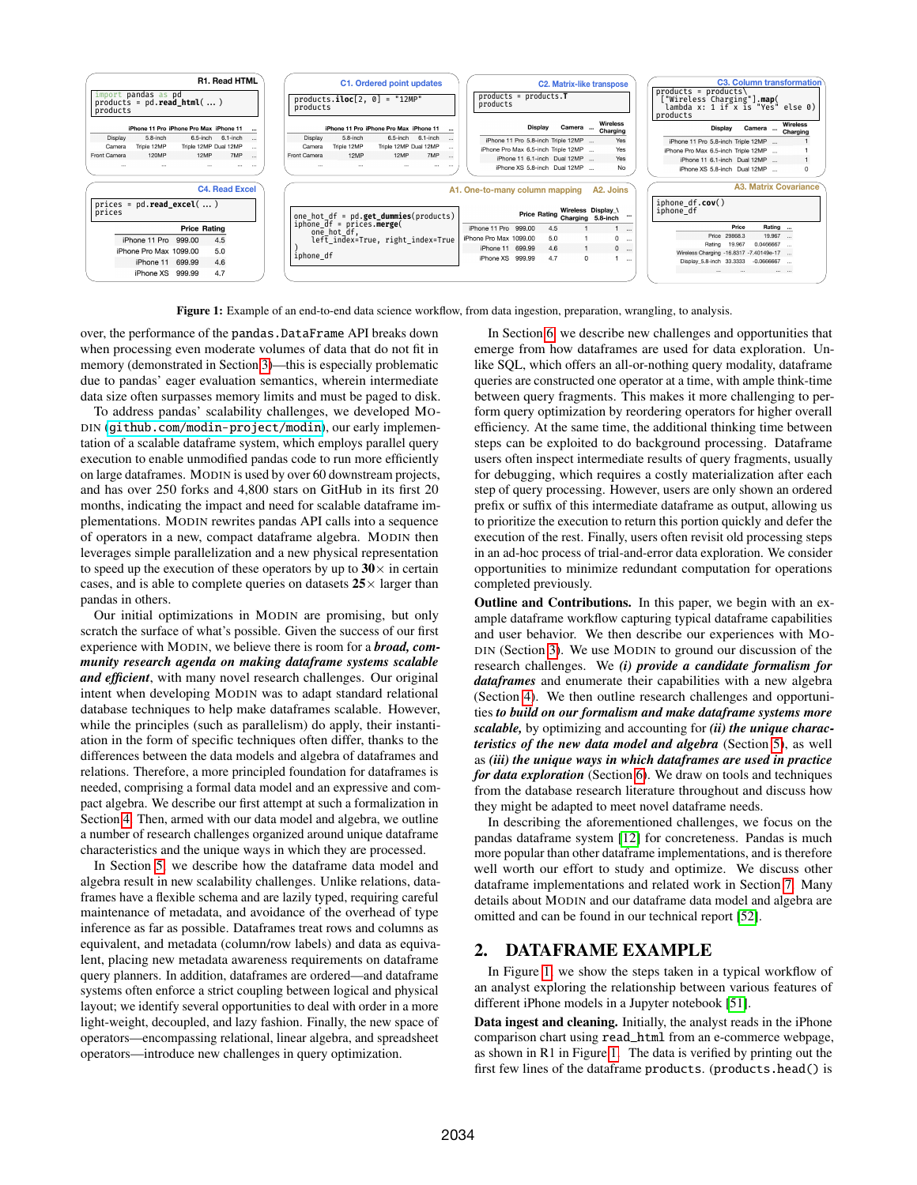**Figure 1:** Example of an end-to-end data science workflow, from data ingestion, preparation, wrangling, to analysis.

over, the performance of the `pandas.DataFrame` API breaks down when processing even moderate volumes of data that do not fit in memory (demonstrated in Section 3)—this is especially problematic due to pandas' eager evaluation semantics, wherein intermediate data size often surpasses memory limits and must be paged to disk.

To address pandas' scalability challenges, we developed MODIN (github.com/modin-project/modin), our early implementation of a scalable dataframe system, which employs parallel query execution to enable unmodified pandas code to run more efficiently on large dataframes. MODIN is used by over 60 downstream projects, and has over 250 forks and 4,800 stars on GitHub in its first 20 months, indicating the impact and need for scalable dataframe implementations. MODIN rewrites pandas API calls into a sequence of operators in a new, compact dataframe algebra. MODIN then leverages simple parallelization and a new physical representation to speed up the execution of these operators by up to **30**× in certain cases, and is able to complete queries on datasets **25**× larger than pandas in others.

Our initial optimizations in MODIN are promising, but only scratch the surface of what's possible. Given the success of our first experience with MODIN, we believe there is room for a ***broad, community research agenda on making dataframe systems scalable and efficient***, with many novel research challenges. Our original intent when developing MODIN was to adapt standard relational database techniques to help make dataframes scalable. However, while the principles (such as parallelism) do apply, their instantiation in the form of specific techniques often differ, thanks to the differences between the data models and algebra of dataframes and relations. Therefore, a more principled foundation for dataframes is needed, comprising a formal data model and an expressive and compact algebra. We describe our first attempt at such a formalization in Section 4. Then, armed with our data model and algebra, we outline a number of research challenges organized around unique dataframe characteristics and the unique ways in which they are processed.

In Section 5, we describe how the dataframe data model and algebra result in new scalability challenges. Unlike relations, dataframes have a flexible schema and are lazily typed, requiring careful maintenance of metadata, and avoidance of the overhead of type inference as far as possible. Dataframes treat rows and columns as equivalent, and metadata (column/row labels) and data as equivalent, placing new metadata awareness requirements on dataframe query planners. In addition, dataframes are ordered—and dataframe systems often enforce a strict coupling between logical and physical layout; we identify several opportunities to deal with order in a more light-weight, decoupled, and lazy fashion. Finally, the new space of operators—encompassing relational, linear algebra, and spreadsheet operators—introduce new challenges in query optimization.

In Section 6, we describe new challenges and opportunities that emerge from how dataframes are used for data exploration. Unlike SQL, which offers an all-or-nothing query modality, dataframe queries are constructed one operator at a time, with ample think-time between query fragments. This makes it more challenging to perform query optimization by reordering operators for higher overall efficiency. At the same time, the additional thinking time between steps can be exploited to do background processing. Dataframe users often inspect intermediate results of query fragments, usually for debugging, which requires a costly materialization after each step of query processing. However, users are only shown an ordered prefix or suffix of this intermediate dataframe as output, allowing us to prioritize the execution to return this portion quickly and defer the execution of the rest. Finally, users often revisit old processing steps in an ad-hoc process of trial-and-error data exploration. We consider opportunities to minimize redundant computation for operations completed previously.

**Outline and Contributions.** In this paper, we begin with an example dataframe workflow capturing typical dataframe capabilities and user behavior. We then describe our experiences with MODIN (Section 3). We use MODIN to ground our discussion of the research challenges. We ***(i) provide a candidate formalism for dataframes*** and enumerate their capabilities with a new algebra (Section 4). We then outline research challenges and opportunities ***to build on our formalism and make dataframe systems more scalable***, by optimizing and accounting for ***(ii) the unique characteristics of the new data model and algebra*** (Section 5), as well as ***(iii) the unique ways in which dataframes are used in practice for data exploration*** (Section 6). We draw on tools and techniques from the database research literature throughout and discuss how they might be adapted to meet novel dataframe needs.

In describing the aforementioned challenges, we focus on the pandas dataframe system [12] for concreteness. Pandas is much more popular than other dataframe implementations, and is therefore well worth our effort to study and optimize. We discuss other dataframe implementations and related work in Section 7. Many details about MODIN and our dataframe data model and algebra are omitted and can be found in our technical report [52].

## 2. DATAFRAME EXAMPLE

In Figure 1, we show the steps taken in a typical workflow of an analyst exploring the relationship between various features of different iPhone models in a Jupyter notebook [51].

**Data ingest and cleaning.** Initially, the analyst reads in the iPhone comparison chart using `read_html` from an e-commerce webpage, as shown in R1 in Figure 1. The data is verified by printing out the first few lines of the dataframe `products`. (`products.head()` is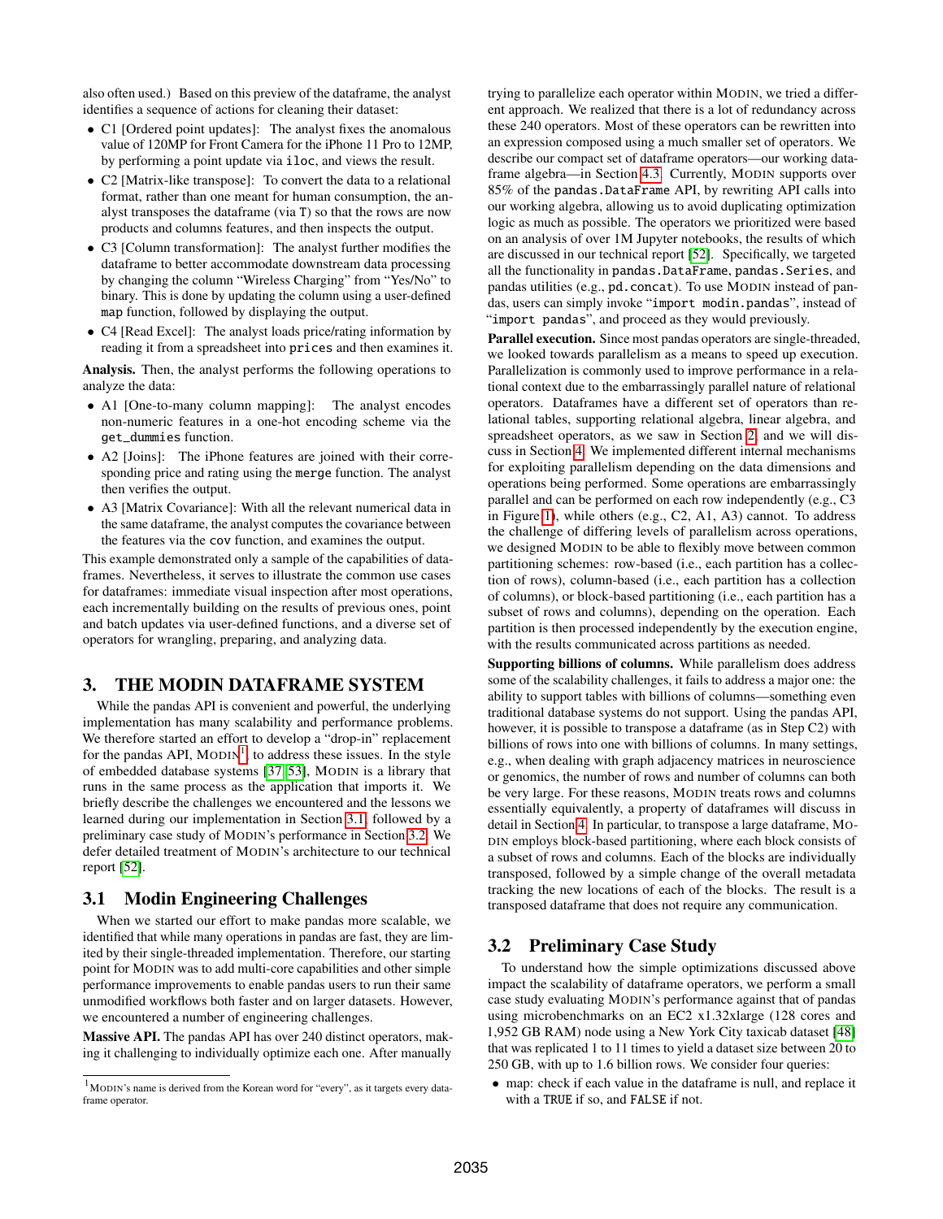also often used.) Based on this preview of the dataframe, the analyst identifies a sequence of actions for cleaning their dataset:

- C1 [Ordered point updates]: The analyst fixes the anomalous value of 120MP for Front Camera for the iPhone 11 Pro to 12MP, by performing a point update via `iloc`, and views the result.
- C2 [Matrix-like transpose]: To convert the data to a relational format, rather than one meant for human consumption, the analyst transposes the dataframe (via `T`) so that the rows are now products and columns features, and then inspects the output.
- C3 [Column transformation]: The analyst further modifies the dataframe to better accommodate downstream data processing by changing the column "Wireless Charging" from "Yes/No" to binary. This is done by updating the column using a user-defined `map` function, followed by displaying the output.
- C4 [Read Excel]: The analyst loads price/rating information by reading it from a spreadsheet into `prices` and then examines it.

**Analysis.** Then, the analyst performs the following operations to analyze the data:

- A1 [One-to-many column mapping]: The analyst encodes non-numeric features in a one-hot encoding scheme via the `get_dummies` function.
- A2 [Joins]: The iPhone features are joined with their corresponding price and rating using the `merge` function. The analyst then verifies the output.
- A3 [Matrix Covariance]: With all the relevant numerical data in the same dataframe, the analyst computes the covariance between the features via the `cov` function, and examines the output.

This example demonstrated only a sample of the capabilities of dataframes. Nevertheless, it serves to illustrate the common use cases for dataframes: immediate visual inspection after most operations, each incrementally building on the results of previous ones, point and batch updates via user-defined functions, and a diverse set of operators for wrangling, preparing, and analyzing data.

## 3. THE MODIN DATAFRAME SYSTEM

While the pandas API is convenient and powerful, the underlying implementation has many scalability and performance problems. We therefore started an effort to develop a "drop-in" replacement for the pandas API, MODIN[1], to address these issues. In the style of embedded database systems [37, 53], MODIN is a library that runs in the same process as the application that imports it. We briefly describe the challenges we encountered and the lessons we learned during our implementation in Section 3.1, followed by a preliminary case study of MODIN's performance in Section 3.2. We defer detailed treatment of MODIN's architecture to our technical report [52].

### 3.1 Modin Engineering Challenges

When we started our effort to make pandas more scalable, we identified that while many operations in pandas are fast, they are limited by their single-threaded implementation. Therefore, our starting point for MODIN was to add multi-core capabilities and other simple performance improvements to enable pandas users to run their same unmodified workflows both faster and on larger datasets. However, we encountered a number of engineering challenges.

**Massive API.** The pandas API has over 240 distinct operators, making it challenging to individually optimize each one. After manually trying to parallelize each operator within MODIN, we tried a different approach. We realized that there is a lot of redundancy across these 240 operators. Most of these operators can be rewritten into an expression composed using a much smaller set of operators. We describe our compact set of dataframe operators—our working dataframe algebra—in Section 4.3. Currently, MODIN supports over 85% of the `pandas.DataFrame` API, by rewriting API calls into our working algebra, allowing us to avoid duplicating optimization logic as much as possible. The operators we prioritized were based on an analysis of over 1M Jupyter notebooks, the results of which are discussed in our technical report [52]. Specifically, we targeted all the functionality in `pandas.DataFrame`, `pandas.Series`, and pandas utilities (e.g., `pd.concat`). To use MODIN instead of pandas, users can simply invoke "`import modin.pandas`", instead of "`import pandas`", and proceed as they would previously.

**Parallel execution.** Since most pandas operators are single-threaded, we looked towards parallelism as a means to speed up execution. Parallelization is commonly used to improve performance in a relational context due to the embarrassingly parallel nature of relational operators. Dataframes have a different set of operators than relational tables, supporting relational algebra, linear algebra, and spreadsheet operators, as we saw in Section 2, and we will discuss in Section 4. We implemented different internal mechanisms for exploiting parallelism depending on the data dimensions and operations being performed. Some operations are embarrassingly parallel and can be performed on each row independently (e.g., C3 in Figure 1), while others (e.g., C2, A1, A3) cannot. To address the challenge of differing levels of parallelism across operations, we designed MODIN to be able to flexibly move between common partitioning schemes: row-based (i.e., each partition has a collection of rows), column-based (i.e., each partition has a collection of columns), or block-based partitioning (i.e., each partition has a subset of rows and columns), depending on the operation. Each partition is then processed independently by the execution engine, with the results communicated across partitions as needed.

**Supporting billions of columns.** While parallelism does address some of the scalability challenges, it fails to address a major one: the ability to support tables with billions of columns—something even traditional database systems do not support. Using the pandas API, however, it is possible to transpose a dataframe (as in Step C2) with billions of rows into one with billions of columns. In many settings, e.g., when dealing with graph adjacency matrices in neuroscience or genomics, the number of rows and number of columns can both be very large. For these reasons, MODIN treats rows and columns essentially equivalently, a property of dataframes will discuss in detail in Section 4. In particular, to transpose a large dataframe, MODIN employs block-based partitioning, where each block consists of a subset of rows and columns. Each of the blocks are individually transposed, followed by a simple change of the overall metadata tracking the new locations of each of the blocks. The result is a transposed dataframe that does not require any communication.

### 3.2 Preliminary Case Study

To understand how the simple optimizations discussed above impact the scalability of dataframe operators, we perform a small case study evaluating MODIN's performance against that of pandas using microbenchmarks on an EC2 x1.32xlarge (128 cores and 1,952 GB RAM) node using a New York City taxicab dataset [48] that was replicated 1 to 11 times to yield a dataset size between 20 to 250 GB, with up to 1.6 billion rows. We consider four queries:

- map: check if each value in the dataframe is null, and replace it with a `TRUE` if so, and `FALSE` if not.

[1] MODIN's name is derived from the Korean word for "every", as it targets every dataframe operator.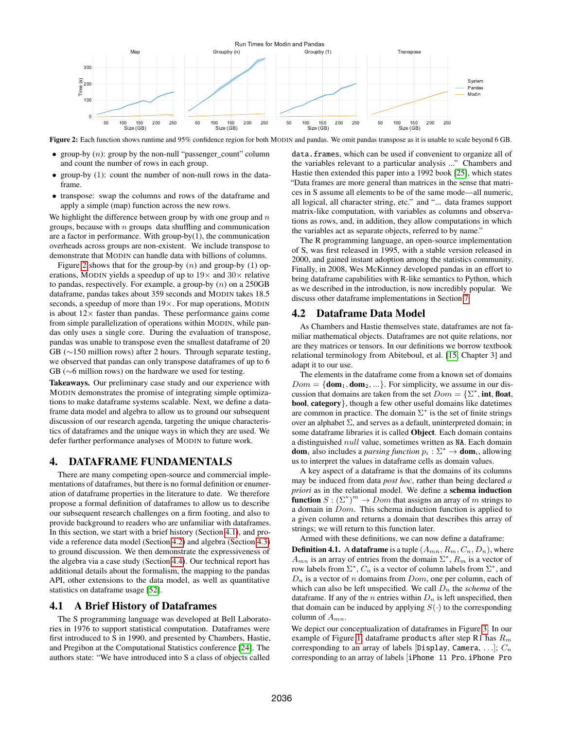**Figure 2:** Each function shows runtime and 95% confidence region for both MODIN and pandas. We omit pandas transpose as it is unable to scale beyond 6 GB.

- group-by ($n$): group by the non-null "passenger_count" column and count the number of rows in each group.
- group-by (1): count the number of non-null rows in the dataframe.
- transpose: swap the columns and rows of the dataframe and apply a simple (map) function across the new rows.

We highlight the difference between group by with one group and $n$ groups, because with $n$ groups data shuffling and communication are a factor in performance. With group-by(1), the communication overheads across groups are non-existent. We include transpose to demonstrate that MODIN can handle data with billions of columns.

Figure 2 shows that for the group-by ($n$) and group-by (1) operations, MODIN yields a speedup of up to 19× and 30× relative to pandas, respectively. For example, a group-by ($n$) on a 250GB dataframe, pandas takes about 359 seconds and MODIN takes 18.5 seconds, a speedup of more than 19×. For map operations, MODIN is about 12× faster than pandas. These performance gains come from simple parallelization of operations within MODIN, while pandas only uses a single core. During the evaluation of transpose, pandas was unable to transpose even the smallest dataframe of 20 GB (∼150 million rows) after 2 hours. Through separate testing, we observed that pandas can only transpose dataframes of up to 6 GB (∼6 million rows) on the hardware we used for testing.

**Takeaways.** Our preliminary case study and our experience with MODIN demonstrates the promise of integrating simple optimizations to make dataframe systems scalable. Next, we define a dataframe data model and algebra to allow us to ground our subsequent discussion of our research agenda, targeting the unique characteristics of dataframes and the unique ways in which they are used. We defer further performance analyses of MODIN to future work.

# 4. DATAFRAME FUNDAMENTALS

There are many competing open-source and commercial implementations of dataframes, but there is no formal definition or enumeration of dataframe properties in the literature to date. We therefore propose a formal definition of dataframes to allow us to describe our subsequent research challenges on a firm footing, and also to provide background to readers who are unfamiliar with dataframes. In this section, we start with a brief history (Section 4.1), and provide a reference data model (Section 4.2) and algebra (Section 4.3) to ground discussion. We then demonstrate the expressiveness of the algebra via a case study (Section 4.4). Our technical report has additional details about the formalism, the mapping to the pandas API, other extensions to the data model, as well as quantitative statistics on dataframe usage [52].

## 4.1 A Brief History of Dataframes

The S programming language was developed at Bell Laboratories in 1976 to support statistical computation. Dataframes were first introduced to S in 1990, and presented by Chambers, Hastie, and Pregibon at the Computational Statistics conference [24]. The authors state: "We have introduced into S a class of objects called `data.frames`, which can be used if convenient to organize all of the variables relevant to a particular analysis ..." Chambers and Hastie then extended this paper into a 1992 book [25], which states "Data frames are more general than matrices in the sense that matrices in S assume all elements to be of the same mode—all numeric, all logical, all character string, etc." and "... data frames support matrix-like computation, with variables as columns and observations as rows, and, in addition, they allow computations in which the variables act as separate objects, referred to by name."

The R programming language, an open-source implementation of S, was first released in 1995, with a stable version released in 2000, and gained instant adoption among the statistics community. Finally, in 2008, Wes McKinney developed pandas in an effort to bring dataframe capabilities with R-like semantics to Python, which as we described in the introduction, is now incredibly popular. We discuss other dataframe implementations in Section 7.

## 4.2 Dataframe Data Model

As Chambers and Hastie themselves state, dataframes are not familiar mathematical objects. Dataframes are not quite relations, nor are they matrices or tensors. In our definitions we borrow textbook relational terminology from Abiteboul, et al. [15, Chapter 3] and adapt it to our use.

The elements in the dataframe come from a known set of domains $Dom = \{\mathbf{dom}_1, \mathbf{dom}_2, ...\}$. For simplicity, we assume in our discussion that domains are taken from the set $Dom = \{\Sigma^*, \mathbf{int}, \mathbf{float}, \mathbf{bool}, \mathbf{category}\}$, though a few other useful domains like datetimes are common in practice. The domain $\Sigma^*$ is the set of finite strings over an alphabet $\Sigma$, and serves as a default, uninterpreted domain; in some dataframe libraries it is called **Object**. Each domain contains a distinguished *null* value, sometimes written as `NA`. Each domain $\mathbf{dom}_i$ also includes a *parsing function* $p_i : \Sigma^* \rightarrow \mathbf{dom}_i$, allowing us to interpret the values in dataframe cells as domain values.

A key aspect of a dataframe is that the domains of its columns may be induced from data *post hoc*, rather than being declared *a priori* as in the relational model. We define a **schema induction function** $S : (\Sigma^*)^m \rightarrow Dom$ that assigns an array of $m$ strings to a domain in $Dom$. This schema induction function is applied to a given column and returns a domain that describes this array of strings; we will return to this function later.

Armed with these definitions, we can now define a dataframe:

**Definition 4.1.** A **dataframe** is a tuple $(A_{mn}, R_m, C_n, D_n)$, where $A_{mn}$ is an array of entries from the domain $\Sigma^*$, $R_m$ is a vector of row labels from $\Sigma^*$, $C_n$ is a vector of column labels from $\Sigma^*$, and $D_n$ is a vector of $n$ domains from $Dom$, one per column, each of which can also be left unspecified. We call $D_n$ the *schema* of the dataframe. If any of the $n$ entries within $D_n$ is left unspecified, then that domain can be induced by applying $S(\cdot)$ to the corresponding column of $A_{mn}$.

We depict our conceptualization of dataframes in Figure 3. In our example of Figure 1, dataframe `products` after step R1 has $R_m$ corresponding to an array of labels [`Display`, `Camera`, ...]; $C_n$ corresponding to an array of labels [`iPhone 11 Pro`, `iPhone Pro`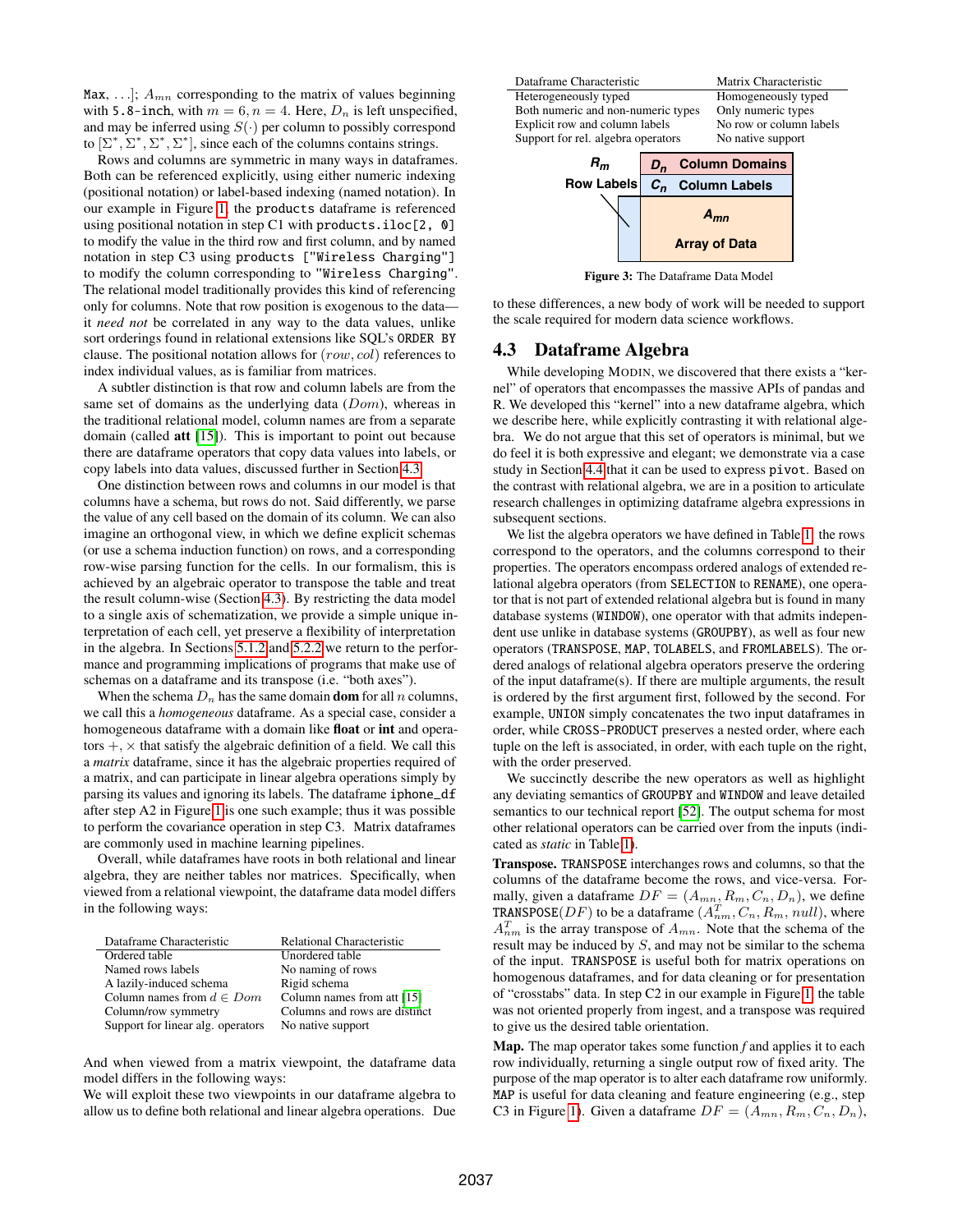Max, ...]; $A_{mn}$ corresponding to the matrix of values beginning with `5.8-inch`, with $m = 6, n = 4$. Here, $D_n$ is left unspecified, and may be inferred using $S(\cdot)$ per column to possibly correspond to $[\Sigma^*, \Sigma^*, \Sigma^*, \Sigma^*]$, since each of the columns contains strings.

Rows and columns are symmetric in many ways in dataframes. Both can be referenced explicitly, using either numeric indexing (positional notation) or label-based indexing (named notation). In our example in Figure 1, the `products` dataframe is referenced using positional notation in step C1 with `products.iloc[2, 0]` to modify the value in the third row and first column, and by named notation in step C3 using `products ["Wireless Charging"]` to modify the column corresponding to `"Wireless Charging"`. The relational model traditionally provides this kind of referencing only for columns. Note that row position is exogenous to the data—it *need not* be correlated in any way to the data values, unlike sort orderings found in relational extensions like SQL's `ORDER BY` clause. The positional notation allows for $(row, col)$ references to index individual values, as is familiar from matrices.

A subtler distinction is that row and column labels are from the same set of domains as the underlying data ($Dom$), whereas in the traditional relational model, column names are from a separate domain (called **att** [15]). This is important to point out because there are dataframe operators that copy data values into labels, or copy labels into data values, discussed further in Section 4.3.

One distinction between rows and columns in our model is that columns have a schema, but rows do not. Said differently, we parse the value of any cell based on the domain of its column. We can also imagine an orthogonal view, in which we define explicit schemas (or use a schema induction function) on rows, and a corresponding row-wise parsing function for the cells. In our formalism, this is achieved by an algebraic operator to transpose the table and treat the result column-wise (Section 4.3). By restricting the data model to a single axis of schematization, we provide a simple unique interpretation of each cell, yet preserve a flexibility of interpretation in the algebra. In Sections 5.1.2 and 5.2.2 we return to the performance and programming implications of programs that make use of schemas on a dataframe and its transpose (i.e. "both axes").

When the schema $D_n$ has the same domain **dom** for all $n$ columns, we call this a *homogeneous* dataframe. As a special case, consider a homogeneous dataframe with a domain like **float** or **int** and operators $+, \times$ that satisfy the algebraic definition of a field. We call this a *matrix* dataframe, since it has the algebraic properties required of a matrix, and can participate in linear algebra operations simply by parsing its values and ignoring its labels. The dataframe `iphone_df` after step A2 in Figure 1 is one such example; thus it was possible to perform the covariance operation in step C3. Matrix dataframes are commonly used in machine learning pipelines.

Overall, while dataframes have roots in both relational and linear algebra, they are neither tables nor matrices. Specifically, when viewed from a relational viewpoint, the dataframe data model differs in the following ways:

| Dataframe Characteristic | Relational Characteristic |
|---|---|
| Ordered table | Unordered table |
| Named rows labels | No naming of rows |
| A lazily-induced schema | Rigid schema |
| Column names from $d \in Dom$ | Column names from att [15] |
| Column/row symmetry | Columns and rows are distinct |
| Support for linear alg. operators | No native support |

And when viewed from a matrix viewpoint, the dataframe data model differs in the following ways:

| Dataframe Characteristic | Matrix Characteristic |
|---|---|
| Heterogeneously typed | Homogeneously typed |
| Both numeric and non-numeric types | Only numeric types |
| Explicit row and column labels | No row or column labels |
| Support for rel. algebra operators | No native support |

We will exploit these two viewpoints in our dataframe algebra to allow us to define both relational and linear algebra operations. Due to these differences, a new body of work will be needed to support the scale required for modern data science workflows.

| $R_m$ | $D_n$ Column Domains |
|---|---|
| Row Labels | $C_n$ Column Labels |
| | $A_{mn}$ Array of Data |

**Figure 3:** The Dataframe Data Model

## 4.3 Dataframe Algebra

While developing MODIN, we discovered that there exists a "kernel" of operators that encompasses the massive APIs of pandas and R. We developed this "kernel" into a new dataframe algebra, which we describe here, while explicitly contrasting it with relational algebra. We do not argue that this set of operators is minimal, but we do feel it is both expressive and elegant; we demonstrate via a case study in Section 4.4 that it can be used to express `pivot`. Based on the contrast with relational algebra, we are in a position to articulate research challenges in optimizing dataframe algebra expressions in subsequent sections.

We list the algebra operators we have defined in Table 1, the rows correspond to the operators, and the columns correspond to their properties. The operators encompass ordered analogs of extended relational algebra operators (from `SELECTION` to `RENAME`), one operator that is not part of extended relational algebra but is found in many database systems (`WINDOW`), one operator with that admits independent use unlike in database systems (`GROUPBY`), as well as four new operators (`TRANSPOSE`, `MAP`, `TOLABELS`, and `FROMLABELS`). The ordered analogs of relational algebra operators preserve the ordering of the input dataframe(s). If there are multiple arguments, the result is ordered by the first argument first, followed by the second. For example, `UNION` simply concatenates the two input dataframes in order, while `CROSS-PRODUCT` preserves a nested order, where each tuple on the left is associated, in order, with each tuple on the right, with the order preserved.

We succinctly describe the new operators as well as highlight any deviating semantics of `GROUPBY` and `WINDOW` and leave detailed semantics to our technical report [52]. The output schema for most other relational operators can be carried over from the inputs (indicated as *static* in Table 1).

**Transpose.** `TRANSPOSE` interchanges rows and columns, so that the columns of the dataframe become the rows, and vice-versa. Formally, given a dataframe $DF = (A_{mn}, R_m, C_n, D_n)$, we define `TRANSPOSE`$(DF)$ to be a dataframe $(A^T_{nm}, C_n, R_m, null)$, where $A^T_{nm}$ is the array transpose of $A_{mn}$. Note that the schema of the result may be induced by $S$, and may not be similar to the schema of the input. `TRANSPOSE` is useful both for matrix operations on homogenous dataframes, and for data cleaning or for presentation of "crosstabs" data. In step C2 in our example in Figure 1, the table was not oriented properly from ingest, and a transpose was required to give us the desired table orientation.

**Map.** The map operator takes some function $f$ and applies it to each row individually, returning a single output row of fixed arity. The purpose of the map operator is to alter each dataframe row uniformly. `MAP` is useful for data cleaning and feature engineering (e.g., step C3 in Figure 1). Given a dataframe $DF = (A_{mn}, R_m, C_n, D_n)$,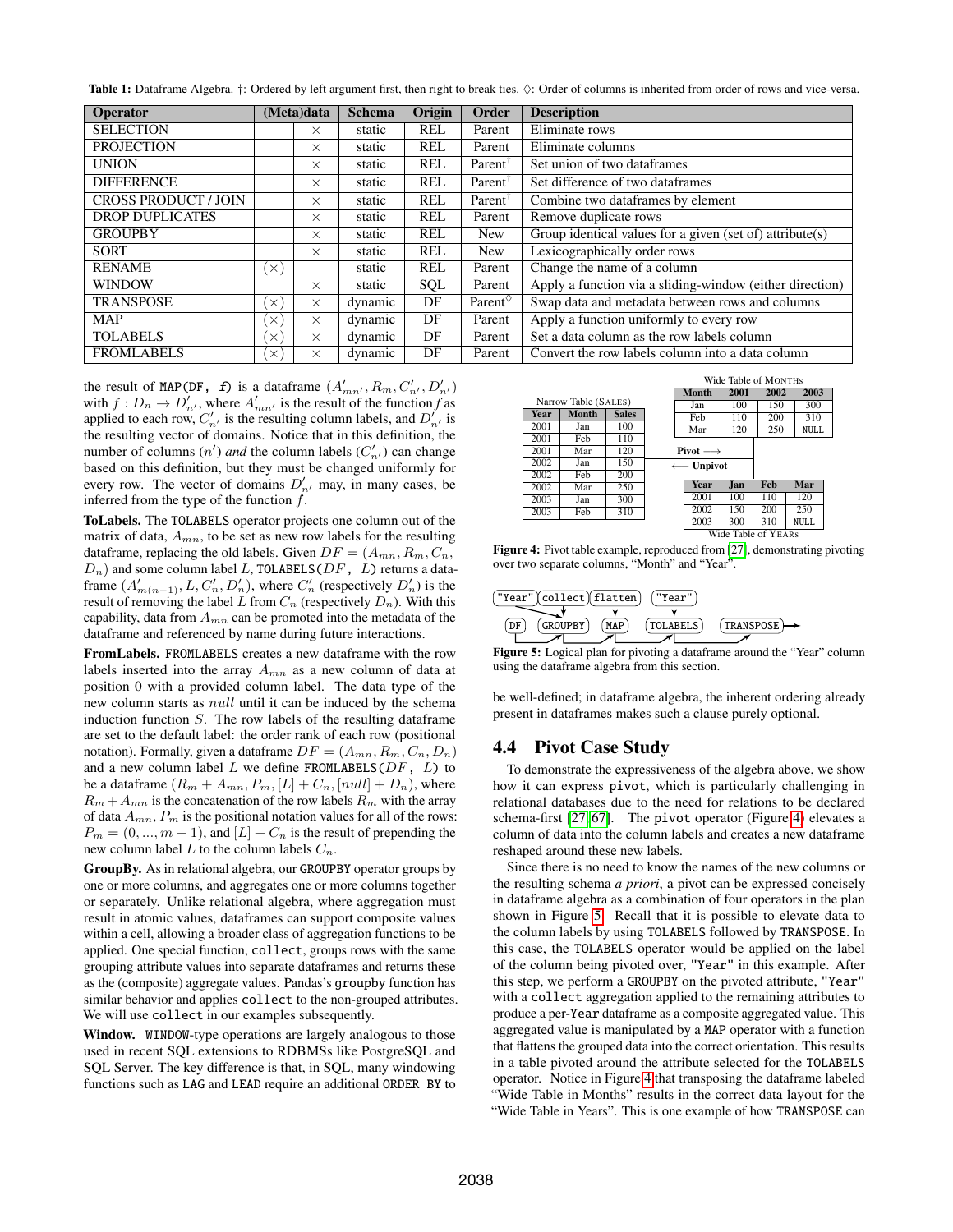**Table 1:** Dataframe Algebra. †: Ordered by left argument first, then right to break ties. ◊: Order of columns is inherited from order of rows and vice-versa.

| Operator | (Meta)data | | Schema | Origin | Order | Description |
|---|---|---|---|---|---|---|
| SELECTION | | × | static | REL | Parent | Eliminate rows |
| PROJECTION | | × | static | REL | Parent | Eliminate columns |
| UNION | | × | static | REL | Parent† | Set union of two dataframes |
| DIFFERENCE | | × | static | REL | Parent† | Set difference of two dataframes |
| CROSS PRODUCT / JOIN | | × | static | REL | Parent† | Combine two dataframes by element |
| DROP DUPLICATES | | × | static | REL | Parent | Remove duplicate rows |
| GROUPBY | | × | static | REL | New | Group identical values for a given (set of) attribute(s) |
| SORT | | × | static | REL | New | Lexicographically order rows |
| RENAME | (×) | | static | REL | Parent | Change the name of a column |
| WINDOW | | × | static | SQL | Parent | Apply a function via a sliding-window (either direction) |
| TRANSPOSE | (×) | × | dynamic | DF | Parent◊ | Swap data and metadata between rows and columns |
| MAP | (×) | × | dynamic | DF | Parent | Apply a function uniformly to every row |
| TOLABELS | (×) | × | dynamic | DF | Parent | Set a data column as the row labels column |
| FROMLABELS | (×) | × | dynamic | DF | Parent | Convert the row labels column into a data column |

the result of `MAP(DF, f)` is a dataframe $(A'_{mn'}, R_m, C'_{n'}, D'_{n'})$ with $f : D_n \rightarrow D'_{n'}$, where $A'_{mn'}$ is the result of the function $f$ as applied to each row, $C'_{n'}$ is the resulting column labels, and $D'_{n'}$ is the resulting vector of domains. Notice that in this definition, the number of columns ($n'$) *and* the column labels ($C'_{n'}$) can change based on this definition, but they must be changed uniformly for every row. The vector of domains $D'_{n'}$ may, in many cases, be inferred from the type of the function $f$.

**ToLabels.** The `TOLABELS` operator projects one column out of the matrix of data, $A_{mn}$, to be set as new row labels for the resulting dataframe, replacing the old labels. Given $DF = (A_{mn}, R_m, C_n, D_n)$ and some column label $L$, `TOLABELS(`$DF$`, ` $L$`)` returns a dataframe $(A'_{m(n-1)}, L, C'_n, D'_n)$, where $C'_n$ (respectively $D'_n$) is the result of removing the label $L$ from $C_n$ (respectively $D_n$). With this capability, data from $A_{mn}$ can be promoted into the metadata of the dataframe and referenced by name during future interactions.

**FromLabels.** `FROMLABELS` creates a new dataframe with the row labels inserted into the array $A_{mn}$ as a new column of data at position 0 with a provided column label. The data type of the new column starts as $null$ until it can be induced by the schema induction function $S$. The row labels of the resulting dataframe are set to the default label: the order rank of each row (positional notation). Formally, given a dataframe $DF = (A_{mn}, R_m, C_n, D_n)$ and a new column label $L$ we define `FROMLABELS(`$DF$`, ` $L$`)` to be a dataframe $(R_m + A_{mn}, P_m, [L] + C_n, [null] + D_n)$, where $R_m + A_{mn}$ is the concatenation of the row labels $R_m$ with the array of data $A_{mn}$, $P_m$ is the positional notation values for all of the rows: $P_m = (0, ..., m-1)$, and $[L] + C_n$ is the result of prepending the new column label $L$ to the column labels $C_n$.

**GroupBy.** As in relational algebra, our `GROUPBY` operator groups by one or more columns, and aggregates one or more columns together or separately. Unlike relational algebra, where aggregation must result in atomic values, dataframes can support composite values within a cell, allowing a broader class of aggregation functions to be applied. One special function, `collect`, groups rows with the same grouping attribute values into separate dataframes and returns these as the (composite) aggregate values. Pandas's `groupby` function has similar behavior and applies `collect` to the non-grouped attributes. We will use `collect` in our examples subsequently.

**Window.** `WINDOW`-type operations are largely analogous to those used in recent SQL extensions to RDBMSs like PostgreSQL and SQL Server. The key difference is that, in SQL, many windowing functions such as `LAG` and `LEAD` require an additional `ORDER BY` to be well-defined; in dataframe algebra, the inherent ordering already present in dataframes makes such a clause purely optional.

Narrow Table (SALES)

| Year | Month | Sales |
|---|---|---|
| 2001 | Jan | 100 |
| 2001 | Feb | 110 |
| 2001 | Mar | 120 |
| 2002 | Jan | 150 |
| 2002 | Feb | 200 |
| 2002 | Mar | 250 |
| 2003 | Jan | 300 |
| 2003 | Feb | 310 |

Pivot ⟶ / ⟵ Unpivot

Wide Table of MONTHS

| Month | 2001 | 2002 | 2003 |
|---|---|---|---|
| Jan | 100 | 150 | 300 |
| Feb | 110 | 200 | 310 |
| Mar | 120 | 250 | NULL |

Wide Table of YEARS

| Year | Jan | Feb | Mar |
|---|---|---|---|
| 2001 | 100 | 110 | 120 |
| 2002 | 150 | 200 | 250 |
| 2003 | 300 | 310 | NULL |

**Figure 4:** Pivot table example, reproduced from [27], demonstrating pivoting over two separate columns, "Month" and "Year".

```
"Year"  collect  flatten      "Year"
   ↓       ↓        ↓            ↓
DF → GROUPBY  →   MAP   →   TOLABELS  →  TRANSPOSE →
```

**Figure 5:** Logical plan for pivoting a dataframe around the "Year" column using the dataframe algebra from this section.

## 4.4 Pivot Case Study

To demonstrate the expressiveness of the algebra above, we show how it can express `pivot`, which is particularly challenging in relational databases due to the need for relations to be declared schema-first [27, 67]. The `pivot` operator (Figure 4) elevates a column of data into the column labels and creates a new dataframe reshaped around these new labels.

Since there is no need to know the names of the new columns or the resulting schema *a priori*, a pivot can be expressed concisely in dataframe algebra as a combination of four operators in the plan shown in Figure 5. Recall that it is possible to elevate data to the column labels by using `TOLABELS` followed by `TRANSPOSE`. In this case, the `TOLABELS` operator would be applied on the label of the column being pivoted over, `"Year"` in this example. After this step, we perform a `GROUPBY` on the pivoted attribute, `"Year"` with a `collect` aggregation applied to the remaining attributes to produce a per-`Year` dataframe as a composite aggregated value. This aggregated value is manipulated by a `MAP` operator with a function that flattens the grouped data into the correct orientation. This results in a table pivoted around the attribute selected for the `TOLABELS` operator. Notice in Figure 4 that transposing the dataframe labeled "Wide Table in Months" results in the correct data layout for the "Wide Table in Years". This is one example of how `TRANSPOSE` can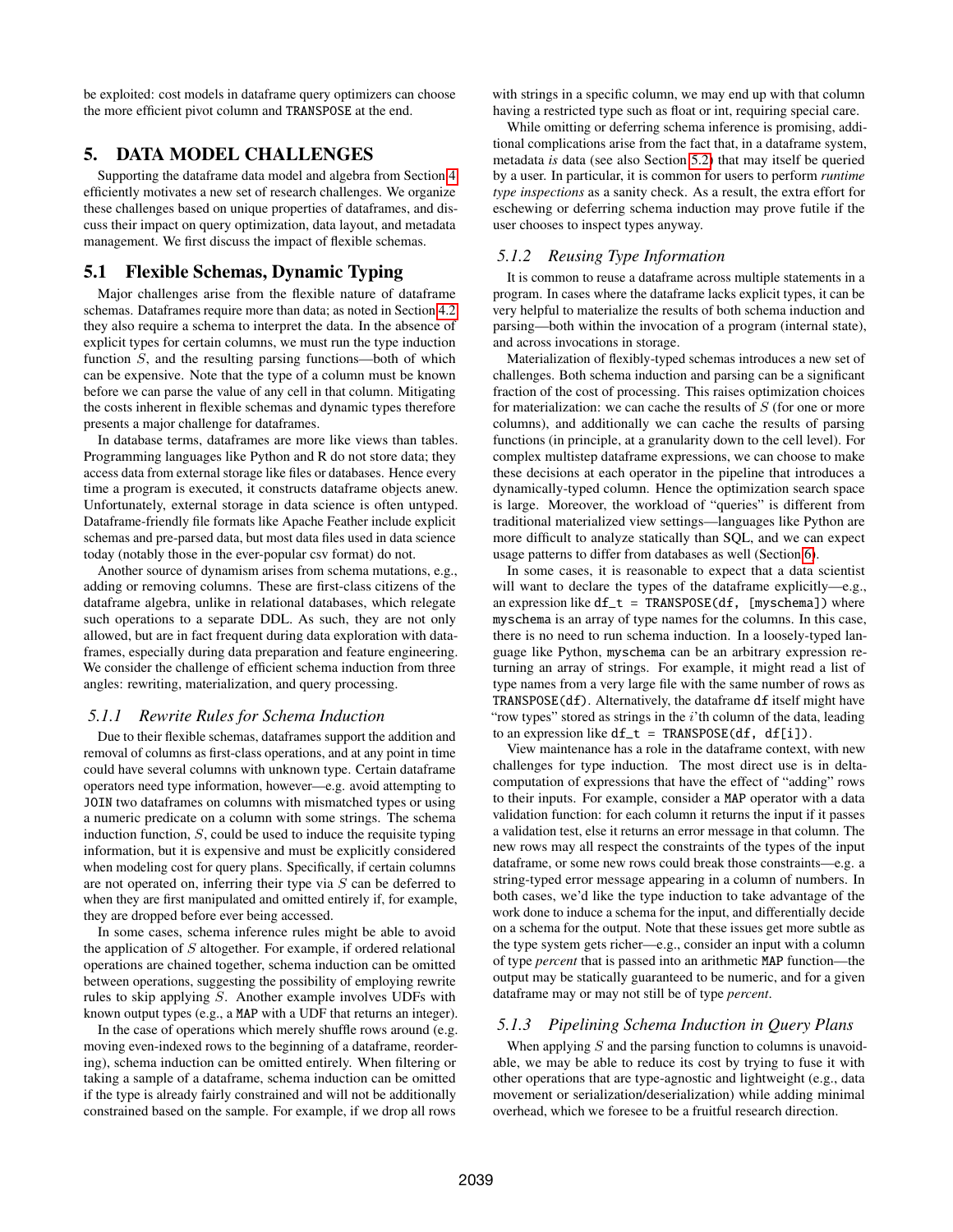be exploited: cost models in dataframe query optimizers can choose the more efficient pivot column and TRANSPOSE at the end.

## 5. DATA MODEL CHALLENGES

Supporting the dataframe data model and algebra from Section 4 efficiently motivates a new set of research challenges. We organize these challenges based on unique properties of dataframes, and discuss their impact on query optimization, data layout, and metadata management. We first discuss the impact of flexible schemas.

### 5.1 Flexible Schemas, Dynamic Typing

Major challenges arise from the flexible nature of dataframe schemas. Dataframes require more than data; as noted in Section 4.2 they also require a schema to interpret the data. In the absence of explicit types for certain columns, we must run the type induction function $S$, and the resulting parsing functions—both of which can be expensive. Note that the type of a column must be known before we can parse the value of any cell in that column. Mitigating the costs inherent in flexible schemas and dynamic types therefore presents a major challenge for dataframes.

In database terms, dataframes are more like views than tables. Programming languages like Python and R do not store data; they access data from external storage like files or databases. Hence every time a program is executed, it constructs dataframe objects anew. Unfortunately, external storage in data science is often untyped. Dataframe-friendly file formats like Apache Feather include explicit schemas and pre-parsed data, but most data files used in data science today (notably those in the ever-popular csv format) do not.

Another source of dynamism arises from schema mutations, e.g., adding or removing columns. These are first-class citizens of the dataframe algebra, unlike in relational databases, which relegate such operations to a separate DDL. As such, they are not only allowed, but are in fact frequent during data exploration with dataframes, especially during data preparation and feature engineering. We consider the challenge of efficient schema induction from three angles: rewriting, materialization, and query processing.

#### 5.1.1 Rewrite Rules for Schema Induction

Due to their flexible schemas, dataframes support the addition and removal of columns as first-class operations, and at any point in time could have several columns with unknown type. Certain dataframe operators need type information, however—e.g. avoid attempting to JOIN two dataframes on columns with mismatched types or using a numeric predicate on a column with some strings. The schema induction function, $S$, could be used to induce the requisite typing information, but it is expensive and must be explicitly considered when modeling cost for query plans. Specifically, if certain columns are not operated on, inferring their type via $S$ can be deferred to when they are first manipulated and omitted entirely if, for example, they are dropped before ever being accessed.

In some cases, schema inference rules might be able to avoid the application of $S$ altogether. For example, if ordered relational operations are chained together, schema induction can be omitted between operations, suggesting the possibility of employing rewrite rules to skip applying $S$. Another example involves UDFs with known output types (e.g., a MAP with a UDF that returns an integer).

In the case of operations which merely shuffle rows around (e.g. moving even-indexed rows to the beginning of a dataframe, reordering), schema induction can be omitted entirely. When filtering or taking a sample of a dataframe, schema induction can be omitted if the type is already fairly constrained and will not be additionally constrained based on the sample. For example, if we drop all rows with strings in a specific column, we may end up with that column having a restricted type such as float or int, requiring special care.

While omitting or deferring schema inference is promising, additional complications arise from the fact that, in a dataframe system, metadata *is* data (see also Section 5.2) that may itself be queried by a user. In particular, it is common for users to perform *runtime type inspections* as a sanity check. As a result, the extra effort for eschewing or deferring schema induction may prove futile if the user chooses to inspect types anyway.

#### 5.1.2 Reusing Type Information

It is common to reuse a dataframe across multiple statements in a program. In cases where the dataframe lacks explicit types, it can be very helpful to materialize the results of both schema induction and parsing—both within the invocation of a program (internal state), and across invocations in storage.

Materialization of flexibly-typed schemas introduces a new set of challenges. Both schema induction and parsing can be a significant fraction of the cost of processing. This raises optimization choices for materialization: we can cache the results of $S$ (for one or more columns), and additionally we can cache the results of parsing functions (in principle, at a granularity down to the cell level). For complex multistep dataframe expressions, we can choose to make these decisions at each operator in the pipeline that introduces a dynamically-typed column. Hence the optimization search space is large. Moreover, the workload of "queries" is different from traditional materialized view settings—languages like Python are more difficult to analyze statically than SQL, and we can expect usage patterns to differ from databases as well (Section 6).

In some cases, it is reasonable to expect that a data scientist will want to declare the types of the dataframe explicitly—e.g., an expression like `df_t = TRANSPOSE(df, [myschema])` where `myschema` is an array of type names for the columns. In this case, there is no need to run schema induction. In a loosely-typed language like Python, `myschema` can be an arbitrary expression returning an array of strings. For example, it might read a list of type names from a very large file with the same number of rows as `TRANSPOSE(df)`. Alternatively, the dataframe `df` itself might have "row types" stored as strings in the $i$'th column of the data, leading to an expression like `df_t = TRANSPOSE(df, df[i])`.

View maintenance has a role in the dataframe context, with new challenges for type induction. The most direct use is in delta-computation of expressions that have the effect of "adding" rows to their inputs. For example, consider a MAP operator with a data validation function: for each column it returns the input if it passes a validation test, else it returns an error message in that column. The new rows may all respect the constraints of the types of the input dataframe, or some new rows could break those constraints—e.g. a string-typed error message appearing in a column of numbers. In both cases, we'd like the type induction to take advantage of the work done to induce a schema for the input, and differentially decide on a schema for the output. Note that these issues get more subtle as the type system gets richer—e.g., consider an input with a column of type *percent* that is passed into an arithmetic MAP function—the output may be statically guaranteed to be numeric, and for a given dataframe may or may not still be of type *percent*.

#### 5.1.3 Pipelining Schema Induction in Query Plans

When applying $S$ and the parsing function to columns is unavoidable, we may be able to reduce its cost by trying to fuse it with other operations that are type-agnostic and lightweight (e.g., data movement or serialization/deserialization) while adding minimal overhead, which we foresee to be a fruitful research direction.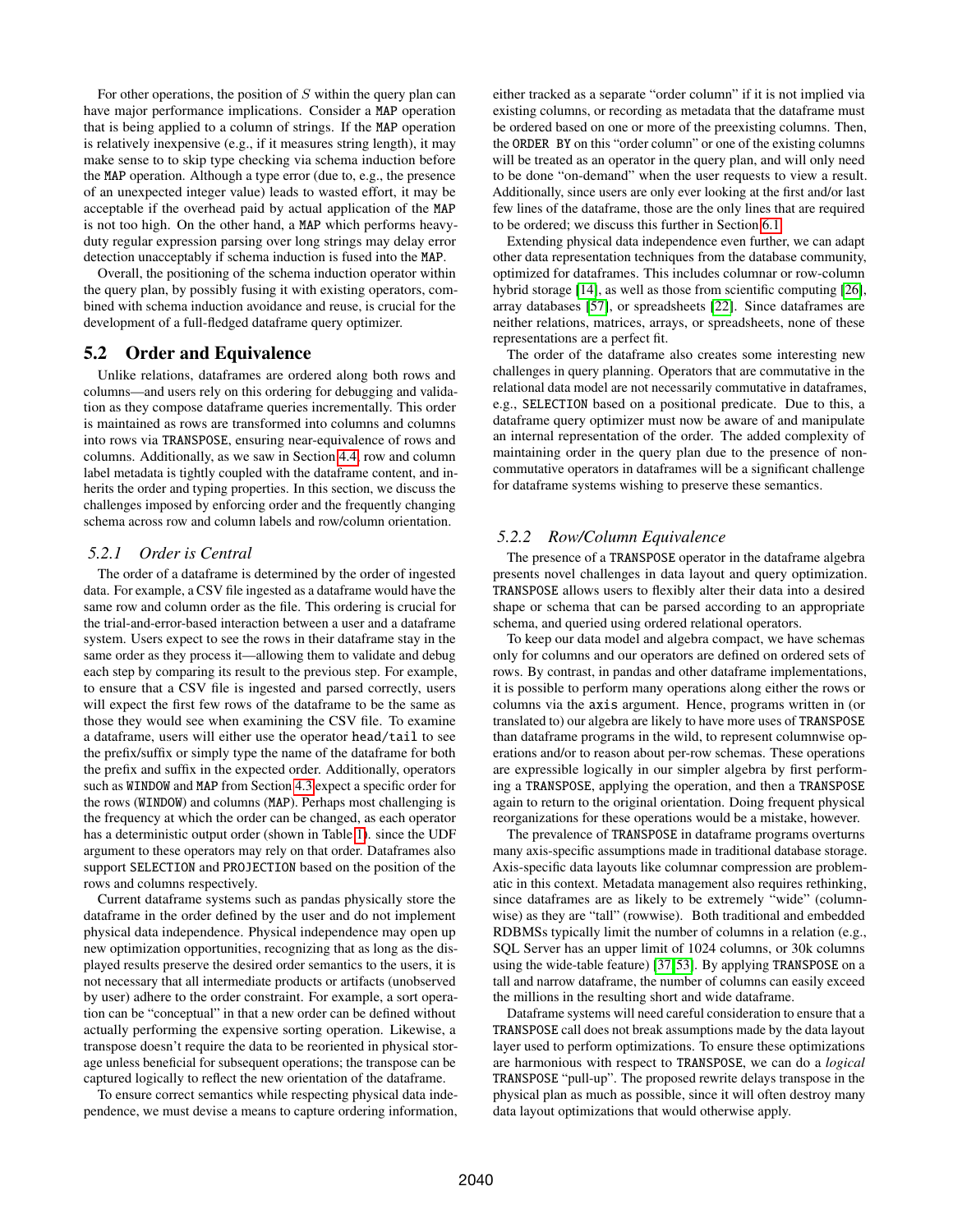For other operations, the position of $S$ within the query plan can have major performance implications. Consider a MAP operation that is being applied to a column of strings. If the MAP operation is relatively inexpensive (e.g., if it measures string length), it may make sense to to skip type checking via schema induction before the MAP operation. Although a type error (due to, e.g., the presence of an unexpected integer value) leads to wasted effort, it may be acceptable if the overhead paid by actual application of the MAP is not too high. On the other hand, a MAP which performs heavy-duty regular expression parsing over long strings may delay error detection unacceptably if schema induction is fused into the MAP.

Overall, the positioning of the schema induction operator within the query plan, by possibly fusing it with existing operators, combined with schema induction avoidance and reuse, is crucial for the development of a full-fledged dataframe query optimizer.

## 5.2 Order and Equivalence

Unlike relations, dataframes are ordered along both rows and columns—and users rely on this ordering for debugging and validation as they compose dataframe queries incrementally. This order is maintained as rows are transformed into columns and columns into rows via TRANSPOSE, ensuring near-equivalence of rows and columns. Additionally, as we saw in Section 4.4, row and column label metadata is tightly coupled with the dataframe content, and inherits the order and typing properties. In this section, we discuss the challenges imposed by enforcing order and the frequently changing schema across row and column labels and row/column orientation.

### 5.2.1 Order is Central

The order of a dataframe is determined by the order of ingested data. For example, a CSV file ingested as a dataframe would have the same row and column order as the file. This ordering is crucial for the trial-and-error-based interaction between a user and a dataframe system. Users expect to see the rows in their dataframe stay in the same order as they process it—allowing them to validate and debug each step by comparing its result to the previous step. For example, to ensure that a CSV file is ingested and parsed correctly, users will expect the first few rows of the dataframe to be the same as those they would see when examining the CSV file. To examine a dataframe, users will either use the operator head/tail to see the prefix/suffix or simply type the name of the dataframe for both the prefix and suffix in the expected order. Additionally, operators such as WINDOW and MAP from Section 4.3 expect a specific order for the rows (WINDOW) and columns (MAP). Perhaps most challenging is the frequency at which the order can be changed, as each operator has a deterministic output order (shown in Table 1). since the UDF argument to these operators may rely on that order. Dataframes also support SELECTION and PROJECTION based on the position of the rows and columns respectively.

Current dataframe systems such as pandas physically store the dataframe in the order defined by the user and do not implement physical data independence. Physical independence may open up new optimization opportunities, recognizing that as long as the displayed results preserve the desired order semantics to the users, it is not necessary that all intermediate products or artifacts (unobserved by user) adhere to the order constraint. For example, a sort operation can be "conceptual" in that a new order can be defined without actually performing the expensive sorting operation. Likewise, a transpose doesn't require the data to be reoriented in physical storage unless beneficial for subsequent operations; the transpose can be captured logically to reflect the new orientation of the dataframe.

To ensure correct semantics while respecting physical data independence, we must devise a means to capture ordering information, either tracked as a separate "order column" if it is not implied via existing columns, or recording as metadata that the dataframe must be ordered based on one or more of the preexisting columns. Then, the ORDER BY on this "order column" or one of the existing columns will be treated as an operator in the query plan, and will only need to be done "on-demand" when the user requests to view a result. Additionally, since users are only ever looking at the first and/or last few lines of the dataframe, those are the only lines that are required to be ordered; we discuss this further in Section 6.1.

Extending physical data independence even further, we can adapt other data representation techniques from the database community, optimized for dataframes. This includes columnar or row-column hybrid storage [14], as well as those from scientific computing [26], array databases [57], or spreadsheets [22]. Since dataframes are neither relations, matrices, arrays, or spreadsheets, none of these representations are a perfect fit.

The order of the dataframe also creates some interesting new challenges in query planning. Operators that are commutative in the relational data model are not necessarily commutative in dataframes, e.g., SELECTION based on a positional predicate. Due to this, a dataframe query optimizer must now be aware of and manipulate an internal representation of the order. The added complexity of maintaining order in the query plan due to the presence of non-commutative operators in dataframes will be a significant challenge for dataframe systems wishing to preserve these semantics.

### 5.2.2 Row/Column Equivalence

The presence of a TRANSPOSE operator in the dataframe algebra presents novel challenges in data layout and query optimization. TRANSPOSE allows users to flexibly alter their data into a desired shape or schema that can be parsed according to an appropriate schema, and queried using ordered relational operators.

To keep our data model and algebra compact, we have schemas only for columns and our operators are defined on ordered sets of rows. By contrast, in pandas and other dataframe implementations, it is possible to perform many operations along either the rows or columns via the axis argument. Hence, programs written in (or translated to) our algebra are likely to have more uses of TRANSPOSE than dataframe programs in the wild, to represent columnwise operations and/or to reason about per-row schemas. These operations are expressible logically in our simpler algebra by first performing a TRANSPOSE, applying the operation, and then a TRANSPOSE again to return to the original orientation. Doing frequent physical reorganizations for these operations would be a mistake, however.

The prevalence of TRANSPOSE in dataframe programs overturns many axis-specific assumptions made in traditional database storage. Axis-specific data layouts like columnar compression are problematic in this context. Metadata management also requires rethinking, since dataframes are as likely to be extremely "wide" (columnwise) as they are "tall" (rowwise). Both traditional and embedded RDBMSs typically limit the number of columns in a relation (e.g., SQL Server has an upper limit of 1024 columns, or 30k columns using the wide-table feature) [37, 53]. By applying TRANSPOSE on a tall and narrow dataframe, the number of columns can easily exceed the millions in the resulting short and wide dataframe.

Dataframe systems will need careful consideration to ensure that a TRANSPOSE call does not break assumptions made by the data layout layer used to perform optimizations. To ensure these optimizations are harmonious with respect to TRANSPOSE, we can do a *logical* TRANSPOSE "pull-up". The proposed rewrite delays transpose in the physical plan as much as possible, since it will often destroy many data layout optimizations that would otherwise apply.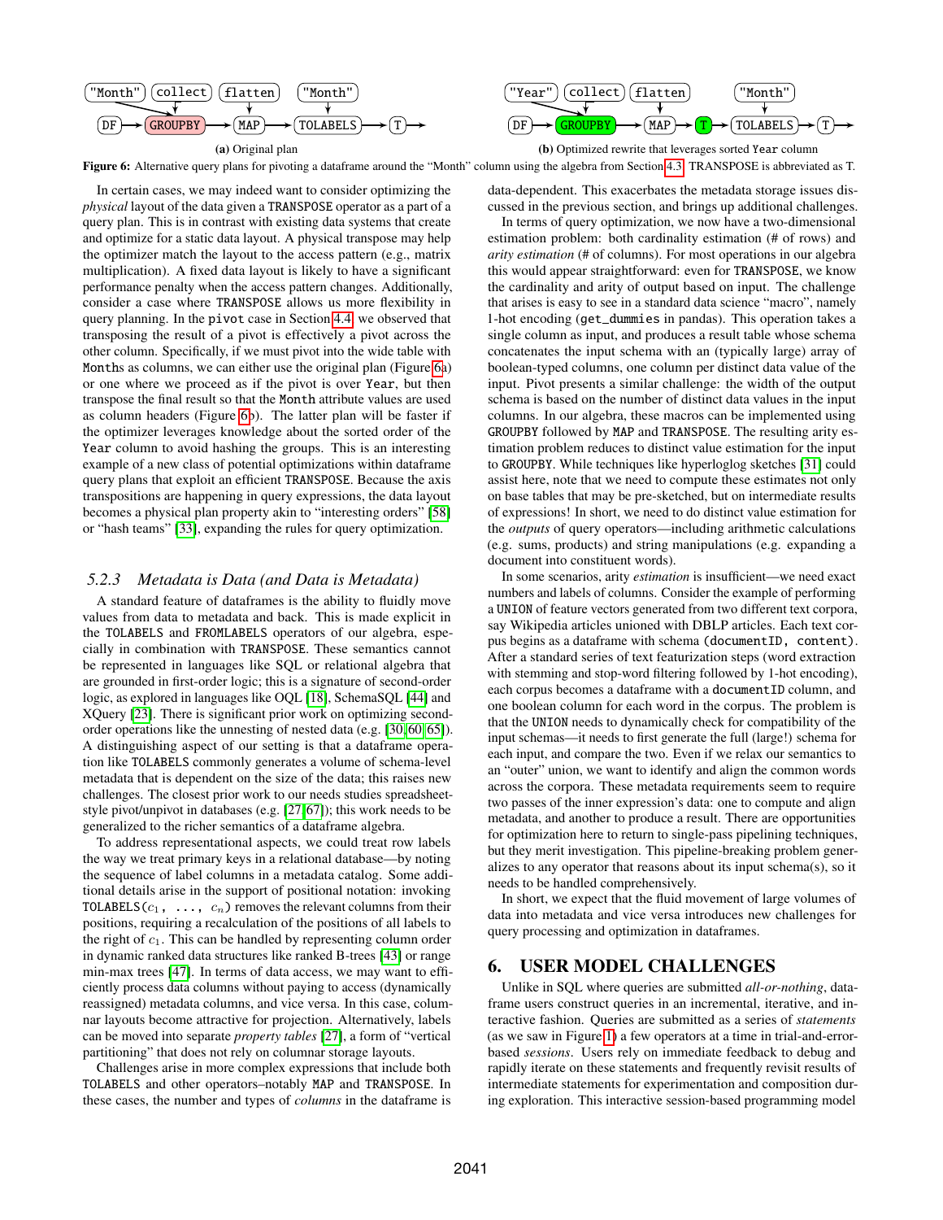"Month" collect flatten "Month"

DF → GROUPBY → MAP → TOLABELS → T →

(a) Original plan

"Year" collect flatten "Month"

DF → GROUPBY → MAP → T → TOLABELS → T →

(b) Optimized rewrite that leverages sorted Year column

**Figure 6:** Alternative query plans for pivoting a dataframe around the "Month" column using the algebra from Section 4.3. TRANSPOSE is abbreviated as T.

In certain cases, we may indeed want to consider optimizing the *physical* layout of the data given a TRANSPOSE operator as a part of a query plan. This is in contrast with existing data systems that create and optimize for a static data layout. A physical transpose may help the optimizer match the layout to the access pattern (e.g., matrix multiplication). A fixed data layout is likely to have a significant performance penalty when the access pattern changes. Additionally, consider a case where TRANSPOSE allows us more flexibility in query planning. In the pivot case in Section 4.4 we observed that transposing the result of a pivot is effectively a pivot across the other column. Specifically, if we must pivot into the wide table with Months as columns, we can either use the original plan (Figure 6a) or one where we proceed as if the pivot is over Year, but then transpose the final result so that the Month attribute values are used as column headers (Figure 6b). The latter plan will be faster if the optimizer leverages knowledge about the sorted order of the Year column to avoid hashing the groups. This is an interesting example of a new class of potential optimizations within dataframe query plans that exploit an efficient TRANSPOSE. Because the axis transpositions are happening in query expressions, the data layout becomes a physical plan property akin to "interesting orders" [58] or "hash teams" [33], expanding the rules for query optimization.

### 5.2.3 Metadata is Data (and Data is Metadata)

A standard feature of dataframes is the ability to fluidly move values from data to metadata and back. This is made explicit in the TOLABELS and FROMLABELS operators of our algebra, especially in combination with TRANSPOSE. These semantics cannot be represented in languages like SQL or relational algebra that are grounded in first-order logic; this is a signature of second-order logic, as explored in languages like OQL [18], SchemaSQL [44] and XQuery [23]. There is significant prior work on optimizing second-order operations like the unnesting of nested data (e.g. [30, 60, 65]). A distinguishing aspect of our setting is that a dataframe operation like TOLABELS commonly generates a volume of schema-level metadata that is dependent on the size of the data; this raises new challenges. The closest prior work to our needs studies spreadsheet-style pivot/unpivot in databases (e.g. [27, 67]); this work needs to be generalized to the richer semantics of a dataframe algebra.

To address representational aspects, we could treat row labels the way we treat primary keys in a relational database—by noting the sequence of label columns in a metadata catalog. Some additional details arise in the support of positional notation: invoking TOLABELS($c_1$, ..., $c_n$) removes the relevant columns from their positions, requiring a recalculation of the positions of all labels to the right of $c_1$. This can be handled by representing column order in dynamic ranked data structures like ranked B-trees [43] or range min-max trees [47]. In terms of data access, we may want to efficiently process data columns without paying to access (dynamically reassigned) metadata columns, and vice versa. In this case, columnar layouts become attractive for projection. Alternatively, labels can be moved into separate *property tables* [27], a form of "vertical partitioning" that does not rely on columnar storage layouts.

Challenges arise in more complex expressions that include both TOLABELS and other operators–notably MAP and TRANSPOSE. In these cases, the number and types of *columns* in the dataframe is data-dependent. This exacerbates the metadata storage issues discussed in the previous section, and brings up additional challenges.

In terms of query optimization, we now have a two-dimensional estimation problem: both cardinality estimation (# of rows) and *arity estimation* (# of columns). For most operations in our algebra this would appear straightforward: even for TRANSPOSE, we know the cardinality and arity of output based on input. The challenge that arises is easy to see in a standard data science "macro", namely 1-hot encoding (get_dummies in pandas). This operation takes a single column as input, and produces a result table whose schema concatenates the input schema with an (typically large) array of boolean-typed columns, one column per distinct data value of the input. Pivot presents a similar challenge: the width of the output schema is based on the number of distinct data values in the input columns. In our algebra, these macros can be implemented using GROUPBY followed by MAP and TRANSPOSE. The resulting arity estimation problem reduces to distinct value estimation for the input to GROUPBY. While techniques like hyperloglog sketches [31] could assist here, note that we need to compute these estimates not only on base tables that may be pre-sketched, but on intermediate results of expressions! In short, we need to do distinct value estimation for the *outputs* of query operators—including arithmetic calculations (e.g. sums, products) and string manipulations (e.g. expanding a document into constituent words).

In some scenarios, arity *estimation* is insufficient—we need exact numbers and labels of columns. Consider the example of performing a UNION of feature vectors generated from two different text corpora, say Wikipedia articles unioned with DBLP articles. Each text corpus begins as a dataframe with schema (documentID, content). After a standard series of text featurization steps (word extraction with stemming and stop-word filtering followed by 1-hot encoding), each corpus becomes a dataframe with a documentID column, and one boolean column for each word in the corpus. The problem is that the UNION needs to dynamically check for compatibility of the input schemas—it needs to first generate the full (large!) schema for each input, and compare the two. Even if we relax our semantics to an "outer" union, we want to identify and align the common words across the corpora. These metadata requirements seem to require two passes of the inner expression's data: one to compute and align metadata, and another to produce a result. There are opportunities for optimization here to return to single-pass pipelining techniques, but they merit investigation. This pipeline-breaking problem generalizes to any operator that reasons about its input schema(s), so it needs to be handled comprehensively.

In short, we expect that the fluid movement of large volumes of data into metadata and vice versa introduces new challenges for query processing and optimization in dataframes.

## 6. USER MODEL CHALLENGES

Unlike in SQL where queries are submitted *all-or-nothing*, dataframe users construct queries in an incremental, iterative, and interactive fashion. Queries are submitted as a series of *statements* (as we saw in Figure 1) a few operators at a time in trial-and-error-based *sessions*. Users rely on immediate feedback to debug and rapidly iterate on these statements and frequently revisit results of intermediate statements for experimentation and composition during exploration. This interactive session-based programming model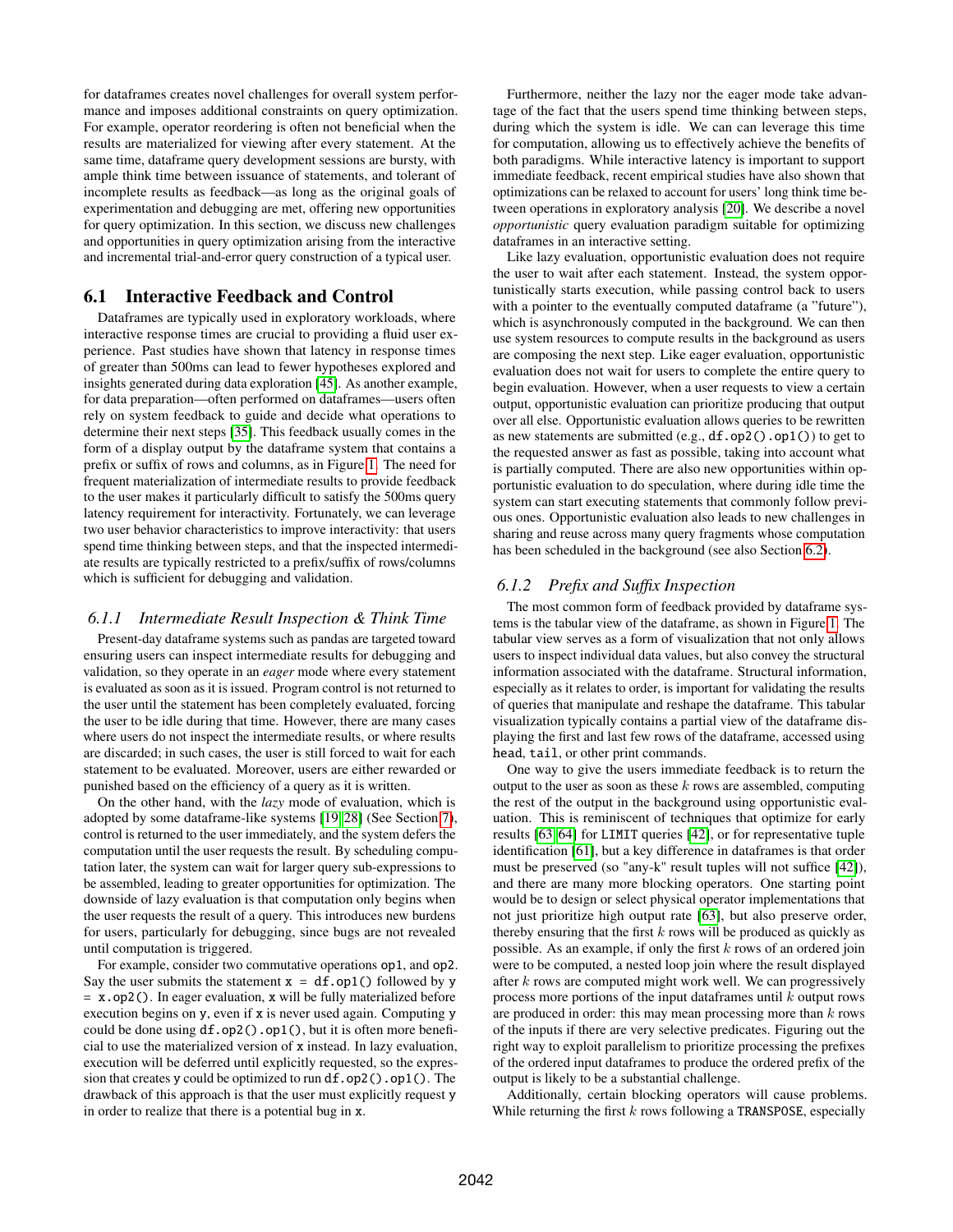for dataframes creates novel challenges for overall system performance and imposes additional constraints on query optimization. For example, operator reordering is often not beneficial when the results are materialized for viewing after every statement. At the same time, dataframe query development sessions are bursty, with ample think time between issuance of statements, and tolerant of incomplete results as feedback—as long as the original goals of experimentation and debugging are met, offering new opportunities for query optimization. In this section, we discuss new challenges and opportunities in query optimization arising from the interactive and incremental trial-and-error query construction of a typical user.

## 6.1 Interactive Feedback and Control

Dataframes are typically used in exploratory workloads, where interactive response times are crucial to providing a fluid user experience. Past studies have shown that latency in response times of greater than 500ms can lead to fewer hypotheses explored and insights generated during data exploration [45]. As another example, for data preparation—often performed on dataframes—users often rely on system feedback to guide and decide what operations to determine their next steps [35]. This feedback usually comes in the form of a display output by the dataframe system that contains a prefix or suffix of rows and columns, as in Figure 1. The need for frequent materialization of intermediate results to provide feedback to the user makes it particularly difficult to satisfy the 500ms query latency requirement for interactivity. Fortunately, we can leverage two user behavior characteristics to improve interactivity: that users spend time thinking between steps, and that the inspected intermediate results are typically restricted to a prefix/suffix of rows/columns which is sufficient for debugging and validation.

### *6.1.1 Intermediate Result Inspection & Think Time*

Present-day dataframe systems such as pandas are targeted toward ensuring users can inspect intermediate results for debugging and validation, so they operate in an *eager* mode where every statement is evaluated as soon as it is issued. Program control is not returned to the user until the statement has been completely evaluated, forcing the user to be idle during that time. However, there are many cases where users do not inspect the intermediate results, or where results are discarded; in such cases, the user is still forced to wait for each statement to be evaluated. Moreover, users are either rewarded or punished based on the efficiency of a query as it is written.

On the other hand, with the *lazy* mode of evaluation, which is adopted by some dataframe-like systems [19, 28] (See Section 7), control is returned to the user immediately, and the system defers the computation until the user requests the result. By scheduling computation later, the system can wait for larger query sub-expressions to be assembled, leading to greater opportunities for optimization. The downside of lazy evaluation is that computation only begins when the user requests the result of a query. This introduces new burdens for users, particularly for debugging, since bugs are not revealed until computation is triggered.

For example, consider two commutative operations `op1`, and `op2`. Say the user submits the statement `x = df.op1()` followed by `y = x.op2()`. In eager evaluation, `x` will be fully materialized before execution begins on `y`, even if `x` is never used again. Computing `y` could be done using `df.op2().op1()`, but it is often more beneficial to use the materialized version of `x` instead. In lazy evaluation, execution will be deferred until explicitly requested, so the expression that creates `y` could be optimized to run `df.op2().op1()`. The drawback of this approach is that the user must explicitly request `y` in order to realize that there is a potential bug in `x`.

Furthermore, neither the lazy nor the eager mode take advantage of the fact that the users spend time thinking between steps, during which the system is idle. We can can leverage this time for computation, allowing us to effectively achieve the benefits of both paradigms. While interactive latency is important to support immediate feedback, recent empirical studies have also shown that optimizations can be relaxed to account for users' long think time between operations in exploratory analysis [20]. We describe a novel *opportunistic* query evaluation paradigm suitable for optimizing dataframes in an interactive setting.

Like lazy evaluation, opportunistic evaluation does not require the user to wait after each statement. Instead, the system opportunistically starts execution, while passing control back to users with a pointer to the eventually computed dataframe (a "future"), which is asynchronously computed in the background. We can then use system resources to compute results in the background as users are composing the next step. Like eager evaluation, opportunistic evaluation does not wait for users to complete the entire query to begin evaluation. However, when a user requests to view a certain output, opportunistic evaluation can prioritize producing that output over all else. Opportunistic evaluation allows queries to be rewritten as new statements are submitted (e.g., `df.op2().op1()`) to get to the requested answer as fast as possible, taking into account what is partially computed. There are also new opportunities within opportunistic evaluation to do speculation, where during idle time the system can start executing statements that commonly follow previous ones. Opportunistic evaluation also leads to new challenges in sharing and reuse across many query fragments whose computation has been scheduled in the background (see also Section 6.2).

### *6.1.2 Prefix and Suffix Inspection*

The most common form of feedback provided by dataframe systems is the tabular view of the dataframe, as shown in Figure 1. The tabular view serves as a form of visualization that not only allows users to inspect individual data values, but also convey the structural information associated with the dataframe. Structural information, especially as it relates to order, is important for validating the results of queries that manipulate and reshape the dataframe. This tabular visualization typically contains a partial view of the dataframe displaying the first and last few rows of the dataframe, accessed using `head`, `tail`, or other print commands.

One way to give the users immediate feedback is to return the output to the user as soon as these $k$ rows are assembled, computing the rest of the output in the background using opportunistic evaluation. This is reminiscent of techniques that optimize for early results [63, 64] for `LIMIT` queries [42], or for representative tuple identification [61], but a key difference in dataframes is that order must be preserved (so "any-k" result tuples will not suffice [42]), and there are many more blocking operators. One starting point would be to design or select physical operator implementations that not just prioritize high output rate [63], but also preserve order, thereby ensuring that the first $k$ rows will be produced as quickly as possible. As an example, if only the first $k$ rows of an ordered join were to be computed, a nested loop join where the result displayed after $k$ rows are computed might work well. We can progressively process more portions of the input dataframes until $k$ output rows are produced in order: this may mean processing more than $k$ rows of the inputs if there are very selective predicates. Figuring out the right way to exploit parallelism to prioritize processing the prefixes of the ordered input dataframes to produce the ordered prefix of the output is likely to be a substantial challenge.

Additionally, certain blocking operators will cause problems. While returning the first $k$ rows following a `TRANSPOSE`, especially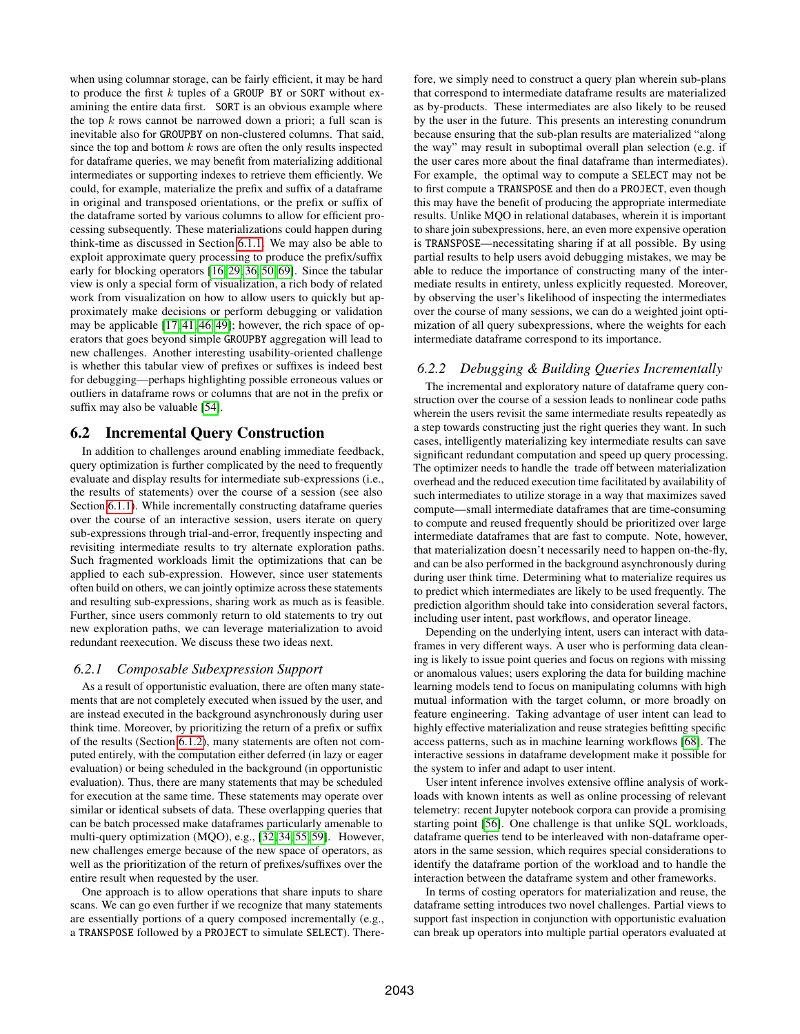when using columnar storage, can be fairly efficient, it may be hard to produce the first $k$ tuples of a GROUP BY or SORT without examining the entire data first. SORT is an obvious example where the top $k$ rows cannot be narrowed down a priori; a full scan is inevitable also for GROUPBY on non-clustered columns. That said, since the top and bottom $k$ rows are often the only results inspected for dataframe queries, we may benefit from materializing additional intermediates or supporting indexes to retrieve them efficiently. We could, for example, materialize the prefix and suffix of a dataframe in original and transposed orientations, or the prefix or suffix of the dataframe sorted by various columns to allow for efficient processing subsequently. These materializations could happen during think-time as discussed in Section 6.1.1. We may also be able to exploit approximate query processing to produce the prefix/suffix early for blocking operators [16,29,36,50,69]. Since the tabular view is only a special form of visualization, a rich body of related work from visualization on how to allow users to quickly but approximately make decisions or perform debugging or validation may be applicable [17,41,46,49]; however, the rich space of operators that goes beyond simple GROUPBY aggregation will lead to new challenges. Another interesting usability-oriented challenge is whether this tabular view of prefixes or suffixes is indeed best for debugging—perhaps highlighting possible erroneous values or outliers in dataframe rows or columns that are not in the prefix or suffix may also be valuable [54].

## 6.2 Incremental Query Construction

In addition to challenges around enabling immediate feedback, query optimization is further complicated by the need to frequently evaluate and display results for intermediate sub-expressions (i.e., the results of statements) over the course of a session (see also Section 6.1.1). While incrementally constructing dataframe queries over the course of an interactive session, users iterate on query sub-expressions through trial-and-error, frequently inspecting and revisiting intermediate results to try alternate exploration paths. Such fragmented workloads limit the optimizations that can be applied to each sub-expression. However, since user statements often build on others, we can jointly optimize across these statements and resulting sub-expressions, sharing work as much as is feasible. Further, since users commonly return to old statements to try out new exploration paths, we can leverage materialization to avoid redundant reexecution. We discuss these two ideas next.

### 6.2.1 Composable Subexpression Support

As a result of opportunistic evaluation, there are often many statements that are not completely executed when issued by the user, and are instead executed in the background asynchronously during user think time. Moreover, by prioritizing the return of a prefix or suffix of the results (Section 6.1.2), many statements are often not computed entirely, with the computation either deferred (in lazy or eager evaluation) or being scheduled in the background (in opportunistic evaluation). Thus, there are many statements that may be scheduled for execution at the same time. These statements may operate over similar or identical subsets of data. These overlapping queries that can be batch processed make dataframes particularly amenable to multi-query optimization (MQO), e.g., [32,34,55,59]. However, new challenges emerge because of the new space of operators, as well as the prioritization of the return of prefixes/suffixes over the entire result when requested by the user.

One approach is to allow operations that share inputs to share scans. We can go even further if we recognize that many statements are essentially portions of a query composed incrementally (e.g., a TRANSPOSE followed by a PROJECT to simulate SELECT). Therefore, we simply need to construct a query plan wherein sub-plans that correspond to intermediate dataframe results are materialized as by-products. These intermediates are also likely to be reused by the user in the future. This presents an interesting conundrum because ensuring that the sub-plan results are materialized "along the way" may result in suboptimal overall plan selection (e.g. if the user cares more about the final dataframe than intermediates). For example, the optimal way to compute a SELECT may not be to first compute a TRANSPOSE and then do a PROJECT, even though this may have the benefit of producing the appropriate intermediate results. Unlike MQO in relational databases, wherein it is important to share join subexpressions, here, an even more expensive operation is TRANSPOSE—necessitating sharing if at all possible. By using partial results to help users avoid debugging mistakes, we may be able to reduce the importance of constructing many of the intermediate results in entirety, unless explicitly requested. Moreover, by observing the user's likelihood of inspecting the intermediates over the course of many sessions, we can do a weighted joint optimization of all query subexpressions, where the weights for each intermediate dataframe correspond to its importance.

### 6.2.2 Debugging & Building Queries Incrementally

The incremental and exploratory nature of dataframe query construction over the course of a session leads to nonlinear code paths wherein the users revisit the same intermediate results repeatedly as a step towards constructing just the right queries they want. In such cases, intelligently materializing key intermediate results can save significant redundant computation and speed up query processing. The optimizer needs to handle the trade off between materialization overhead and the reduced execution time facilitated by availability of such intermediates to utilize storage in a way that maximizes saved compute—small intermediate dataframes that are time-consuming to compute and reused frequently should be prioritized over large intermediate dataframes that are fast to compute. Note, however, that materialization doesn't necessarily need to happen on-the-fly, and can be also performed in the background asynchronously during during user think time. Determining what to materialize requires us to predict which intermediates are likely to be used frequently. The prediction algorithm should take into consideration several factors, including user intent, past workflows, and operator lineage.

Depending on the underlying intent, users can interact with dataframes in very different ways. A user who is performing data cleaning is likely to issue point queries and focus on regions with missing or anomalous values; users exploring the data for building machine learning models tend to focus on manipulating columns with high mutual information with the target column, or more broadly on feature engineering. Taking advantage of user intent can lead to highly effective materialization and reuse strategies befitting specific access patterns, such as in machine learning workflows [68]. The interactive sessions in dataframe development make it possible for the system to infer and adapt to user intent.

User intent inference involves extensive offline analysis of workloads with known intents as well as online processing of relevant telemetry: recent Jupyter notebook corpora can provide a promising starting point [56]. One challenge is that unlike SQL workloads, dataframe queries tend to be interleaved with non-dataframe operators in the same session, which requires special considerations to identify the dataframe portion of the workload and to handle the interaction between the dataframe system and other frameworks.

In terms of costing operators for materialization and reuse, the dataframe setting introduces two novel challenges. Partial views to support fast inspection in conjunction with opportunistic evaluation can break up operators into multiple partial operators evaluated at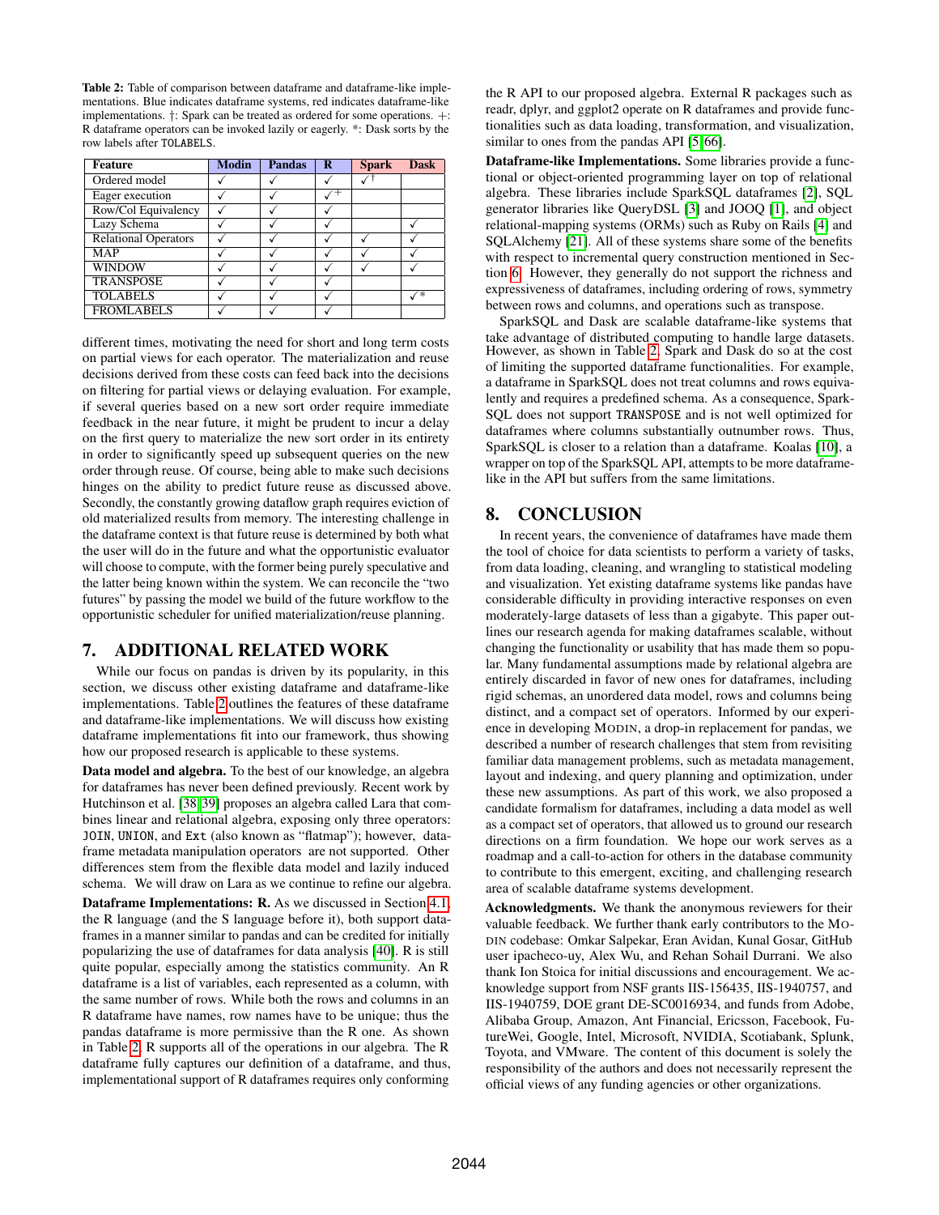**Table 2:** Table of comparison between dataframe and dataframe-like implementations. Blue indicates dataframe systems, red indicates dataframe-like implementations. †: Spark can be treated as ordered for some operations. +: R dataframe operators can be invoked lazily or eagerly. *: Dask sorts by the row labels after TOLABELS.

| Feature | Modin | Pandas | R | Spark | Dask |
|---|---|---|---|---|---|
| Ordered model | ✓ | ✓ | ✓ | ✓† | |
| Eager execution | ✓ | ✓ | ✓+ | | |
| Row/Col Equivalency | ✓ | ✓ | ✓ | | |
| Lazy Schema | ✓ | ✓ | ✓ | | ✓ |
| Relational Operators | ✓ | ✓ | ✓ | ✓ | ✓ |
| MAP | ✓ | ✓ | ✓ | ✓ | ✓ |
| WINDOW | ✓ | ✓ | ✓ | ✓ | ✓ |
| TRANSPOSE | ✓ | ✓ | ✓ | | |
| TOLABELS | ✓ | ✓ | ✓ | | ✓* |
| FROMLABELS | ✓ | ✓ | ✓ | | |

different times, motivating the need for short and long term costs on partial views for each operator. The materialization and reuse decisions derived from these costs can feed back into the decisions on filtering for partial views or delaying evaluation. For example, if several queries based on a new sort order require immediate feedback in the near future, it might be prudent to incur a delay on the first query to materialize the new sort order in its entirety in order to significantly speed up subsequent queries on the new order through reuse. Of course, being able to make such decisions hinges on the ability to predict future reuse as discussed above. Secondly, the constantly growing dataflow graph requires eviction of old materialized results from memory. The interesting challenge in the dataframe context is that future reuse is determined by both what the user will do in the future and what the opportunistic evaluator will choose to compute, with the former being purely speculative and the latter being known within the system. We can reconcile the "two futures" by passing the model we build of the future workflow to the opportunistic scheduler for unified materialization/reuse planning.

## 7. ADDITIONAL RELATED WORK

While our focus on pandas is driven by its popularity, in this section, we discuss other existing dataframe and dataframe-like implementations. Table 2 outlines the features of these dataframe and dataframe-like implementations. We will discuss how existing dataframe implementations fit into our framework, thus showing how our proposed research is applicable to these systems.

**Data model and algebra.** To the best of our knowledge, an algebra for dataframes has never been defined previously. Recent work by Hutchinson et al. [38, 39] proposes an algebra called Lara that combines linear and relational algebra, exposing only three operators: `JOIN`, `UNION`, and `Ext` (also known as "flatmap"); however, dataframe metadata manipulation operators are not supported. Other differences stem from the flexible data model and lazily induced schema. We will draw on Lara as we continue to refine our algebra.

**Dataframe Implementations: R.** As we discussed in Section 4.1, the R language (and the S language before it), both support dataframes in a manner similar to pandas and can be credited for initially popularizing the use of dataframes for data analysis [40]. R is still quite popular, especially among the statistics community. An R dataframe is a list of variables, each represented as a column, with the same number of rows. While both the rows and columns in an R dataframe have names, row names have to be unique; thus the pandas dataframe is more permissive than the R one. As shown in Table 2, R supports all of the operations in our algebra. The R dataframe fully captures our definition of a dataframe, and thus, implementational support of R dataframes requires only conforming the R API to our proposed algebra. External R packages such as readr, dplyr, and ggplot2 operate on R dataframes and provide functionalities such as data loading, transformation, and visualization, similar to ones from the pandas API [5, 66].

**Dataframe-like Implementations.** Some libraries provide a functional or object-oriented programming layer on top of relational algebra. These libraries include SparkSQL dataframes [2], SQL generator libraries like QueryDSL [3] and JOOQ [1], and object relational-mapping systems (ORMs) such as Ruby on Rails [4] and SQLAlchemy [21]. All of these systems share some of the benefits with respect to incremental query construction mentioned in Section 6. However, they generally do not support the richness and expressiveness of dataframes, including ordering of rows, symmetry between rows and columns, and operations such as transpose.

SparkSQL and Dask are scalable dataframe-like systems that take advantage of distributed computing to handle large datasets. However, as shown in Table 2, Spark and Dask do so at the cost of limiting the supported dataframe functionalities. For example, a dataframe in SparkSQL does not treat columns and rows equivalently and requires a predefined schema. As a consequence, SparkSQL does not support `TRANSPOSE` and is not well optimized for dataframes where columns substantially outnumber rows. Thus, SparkSQL is closer to a relation than a dataframe. Koalas [10], a wrapper on top of the SparkSQL API, attempts to be more dataframe-like in the API but suffers from the same limitations.

## 8. CONCLUSION

In recent years, the convenience of dataframes have made them the tool of choice for data scientists to perform a variety of tasks, from data loading, cleaning, and wrangling to statistical modeling and visualization. Yet existing dataframe systems like pandas have considerable difficulty in providing interactive responses on even moderately-large datasets of less than a gigabyte. This paper outlines our research agenda for making dataframes scalable, without changing the functionality or usability that has made them so popular. Many fundamental assumptions made by relational algebra are entirely discarded in favor of new ones for dataframes, including rigid schemas, an unordered data model, rows and columns being distinct, and a compact set of operators. Informed by our experience in developing MODIN, a drop-in replacement for pandas, we described a number of research challenges that stem from revisiting familiar data management problems, such as metadata management, layout and indexing, and query planning and optimization, under these new assumptions. As part of this work, we also proposed a candidate formalism for dataframes, including a data model as well as a compact set of operators, that allowed us to ground our research directions on a firm foundation. We hope our work serves as a roadmap and a call-to-action for others in the database community to contribute to this emergent, exciting, and challenging research area of scalable dataframe systems development.

**Acknowledgments.** We thank the anonymous reviewers for their valuable feedback. We further thank early contributors to the MODIN codebase: Omkar Salpekar, Eran Avidan, Kunal Gosar, GitHub user ipacheco-uy, Alex Wu, and Rehan Sohail Durrani. We also thank Ion Stoica for initial discussions and encouragement. We acknowledge support from NSF grants IIS-156435, IIS-1940757, and IIS-1940759, DOE grant DE-SC0016934, and funds from Adobe, Alibaba Group, Amazon, Ant Financial, Ericsson, Facebook, FutureWei, Google, Intel, Microsoft, NVIDIA, Scotiabank, Splunk, Toyota, and VMware. The content of this document is solely the responsibility of the authors and does not necessarily represent the official views of any funding agencies or other organizations.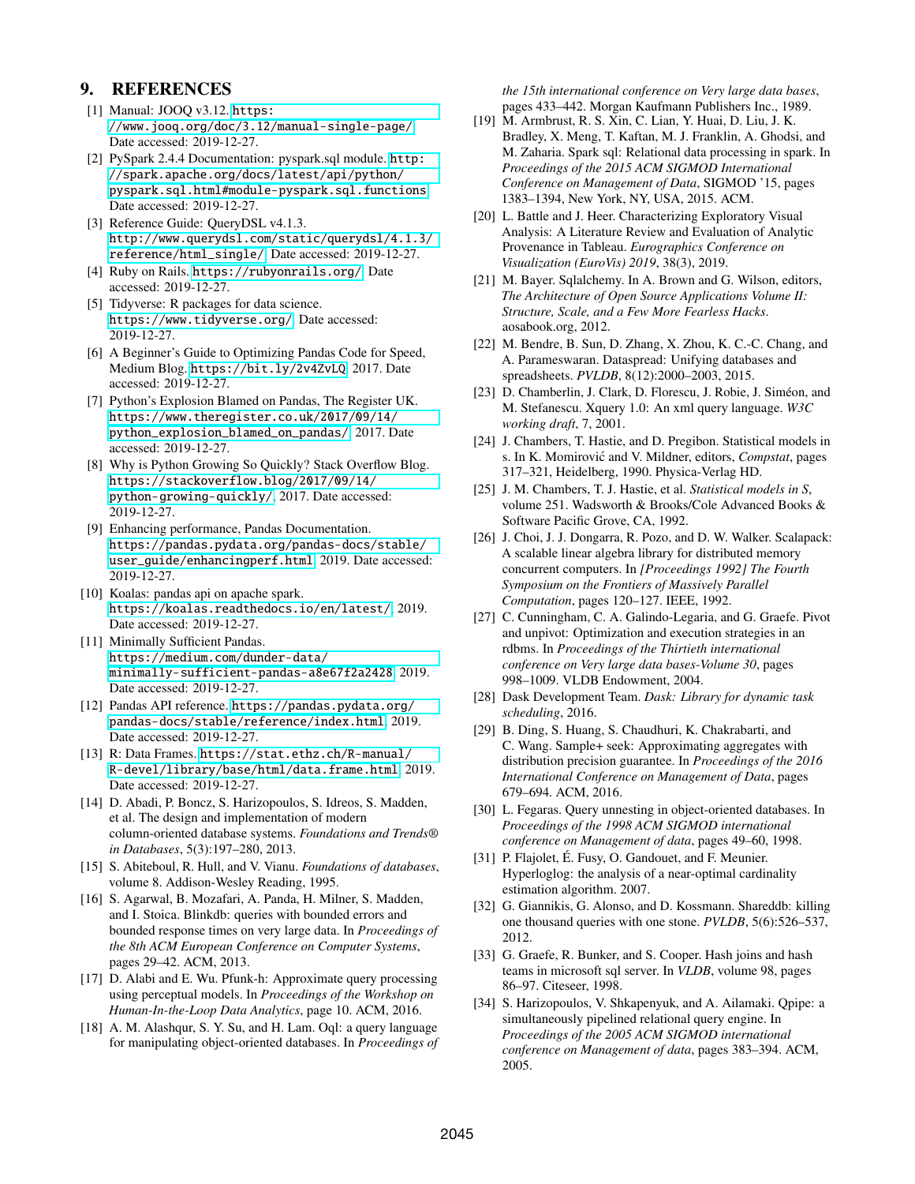## 9. REFERENCES

[1] Manual: JOOQ v3.12. https://www.jooq.org/doc/3.12/manual-single-page/ Date accessed: 2019-12-27.

[2] PySpark 2.4.4 Documentation: pyspark.sql module. http://spark.apache.org/docs/latest/api/python/pyspark.sql.html#module-pyspark.sql.functions Date accessed: 2019-12-27.

[3] Reference Guide: QueryDSL v4.1.3. http://www.querydsl.com/static/querydsl/4.1.3/reference/html_single/ Date accessed: 2019-12-27.

[4] Ruby on Rails. https://rubyonrails.org/ Date accessed: 2019-12-27.

[5] Tidyverse: R packages for data science. https://www.tidyverse.org/ Date accessed: 2019-12-27.

[6] A Beginner's Guide to Optimizing Pandas Code for Speed, Medium Blog. https://bit.ly/2v4ZvLQ, 2017. Date accessed: 2019-12-27.

[7] Python's Explosion Blamed on Pandas, The Register UK. https://www.theregister.co.uk/2017/09/14/python_explosion_blamed_on_pandas/, 2017. Date accessed: 2019-12-27.

[8] Why is Python Growing So Quickly? Stack Overflow Blog. https://stackoverflow.blog/2017/09/14/python-growing-quickly/, 2017. Date accessed: 2019-12-27.

[9] Enhancing performance, Pandas Documentation. https://pandas.pydata.org/pandas-docs/stable/user_guide/enhancingperf.html, 2019. Date accessed: 2019-12-27.

[10] Koalas: pandas api on apache spark. https://koalas.readthedocs.io/en/latest/, 2019. Date accessed: 2019-12-27.

[11] Minimally Sufficient Pandas. https://medium.com/dunder-data/minimally-sufficient-pandas-a8e67f2a2428, 2019. Date accessed: 2019-12-27.

[12] Pandas API reference. https://pandas.pydata.org/pandas-docs/stable/reference/index.html, 2019. Date accessed: 2019-12-27.

[13] R: Data Frames. https://stat.ethz.ch/R-manual/R-devel/library/base/html/data.frame.html, 2019. Date accessed: 2019-12-27.

[14] D. Abadi, P. Boncz, S. Harizopoulos, S. Idreos, S. Madden, et al. The design and implementation of modern column-oriented database systems. *Foundations and Trends® in Databases*, 5(3):197–280, 2013.

[15] S. Abiteboul, R. Hull, and V. Vianu. *Foundations of databases*, volume 8. Addison-Wesley Reading, 1995.

[16] S. Agarwal, B. Mozafari, A. Panda, H. Milner, S. Madden, and I. Stoica. Blinkdb: queries with bounded errors and bounded response times on very large data. In *Proceedings of the 8th ACM European Conference on Computer Systems*, pages 29–42. ACM, 2013.

[17] D. Alabi and E. Wu. Pfunk-h: Approximate query processing using perceptual models. In *Proceedings of the Workshop on Human-In-the-Loop Data Analytics*, page 10. ACM, 2016.

[18] A. M. Alashqur, S. Y. Su, and H. Lam. Oql: a query language for manipulating object-oriented databases. In *Proceedings of the 15th international conference on Very large data bases*, pages 433–442. Morgan Kaufmann Publishers Inc., 1989.

[19] M. Armbrust, R. S. Xin, C. Lian, Y. Huai, D. Liu, J. K. Bradley, X. Meng, T. Kaftan, M. J. Franklin, A. Ghodsi, and M. Zaharia. Spark sql: Relational data processing in spark. In *Proceedings of the 2015 ACM SIGMOD International Conference on Management of Data*, SIGMOD '15, pages 1383–1394, New York, NY, USA, 2015. ACM.

[20] L. Battle and J. Heer. Characterizing Exploratory Visual Analysis: A Literature Review and Evaluation of Analytic Provenance in Tableau. *Eurographics Conference on Visualization (EuroVis) 2019*, 38(3), 2019.

[21] M. Bayer. Sqlalchemy. In A. Brown and G. Wilson, editors, *The Architecture of Open Source Applications Volume II: Structure, Scale, and a Few More Fearless Hacks*. aosabook.org, 2012.

[22] M. Bendre, B. Sun, D. Zhang, X. Zhou, K. C.-C. Chang, and A. Parameswaran. Dataspread: Unifying databases and spreadsheets. *PVLDB*, 8(12):2000–2003, 2015.

[23] D. Chamberlin, J. Clark, D. Florescu, J. Robie, J. Siméon, and M. Stefanescu. Xquery 1.0: An xml query language. *W3C working draft*, 7, 2001.

[24] J. Chambers, T. Hastie, and D. Pregibon. Statistical models in s. In K. Momirović and V. Mildner, editors, *Compstat*, pages 317–321, Heidelberg, 1990. Physica-Verlag HD.

[25] J. M. Chambers, T. J. Hastie, et al. *Statistical models in S*, volume 251. Wadsworth & Brooks/Cole Advanced Books & Software Pacific Grove, CA, 1992.

[26] J. Choi, J. J. Dongarra, R. Pozo, and D. W. Walker. Scalapack: A scalable linear algebra library for distributed memory concurrent computers. In *[Proceedings 1992] The Fourth Symposium on the Frontiers of Massively Parallel Computation*, pages 120–127. IEEE, 1992.

[27] C. Cunningham, C. A. Galindo-Legaria, and G. Graefe. Pivot and unpivot: Optimization and execution strategies in an rdbms. In *Proceedings of the Thirtieth international conference on Very large data bases-Volume 30*, pages 998–1009. VLDB Endowment, 2004.

[28] Dask Development Team. *Dask: Library for dynamic task scheduling*, 2016.

[29] B. Ding, S. Huang, S. Chaudhuri, K. Chakrabarti, and C. Wang. Sample+ seek: Approximating aggregates with distribution precision guarantee. In *Proceedings of the 2016 International Conference on Management of Data*, pages 679–694. ACM, 2016.

[30] L. Fegaras. Query unnesting in object-oriented databases. In *Proceedings of the 1998 ACM SIGMOD international conference on Management of data*, pages 49–60, 1998.

[31] P. Flajolet, É. Fusy, O. Gandouet, and F. Meunier. Hyperloglog: the analysis of a near-optimal cardinality estimation algorithm. 2007.

[32] G. Giannikis, G. Alonso, and D. Kossmann. Shareddb: killing one thousand queries with one stone. *PVLDB*, 5(6):526–537, 2012.

[33] G. Graefe, R. Bunker, and S. Cooper. Hash joins and hash teams in microsoft sql server. In *VLDB*, volume 98, pages 86–97. Citeseer, 1998.

[34] S. Harizopoulos, V. Shkapenyuk, and A. Ailamaki. Qpipe: a simultaneously pipelined relational query engine. In *Proceedings of the 2005 ACM SIGMOD international conference on Management of data*, pages 383–394. ACM, 2005.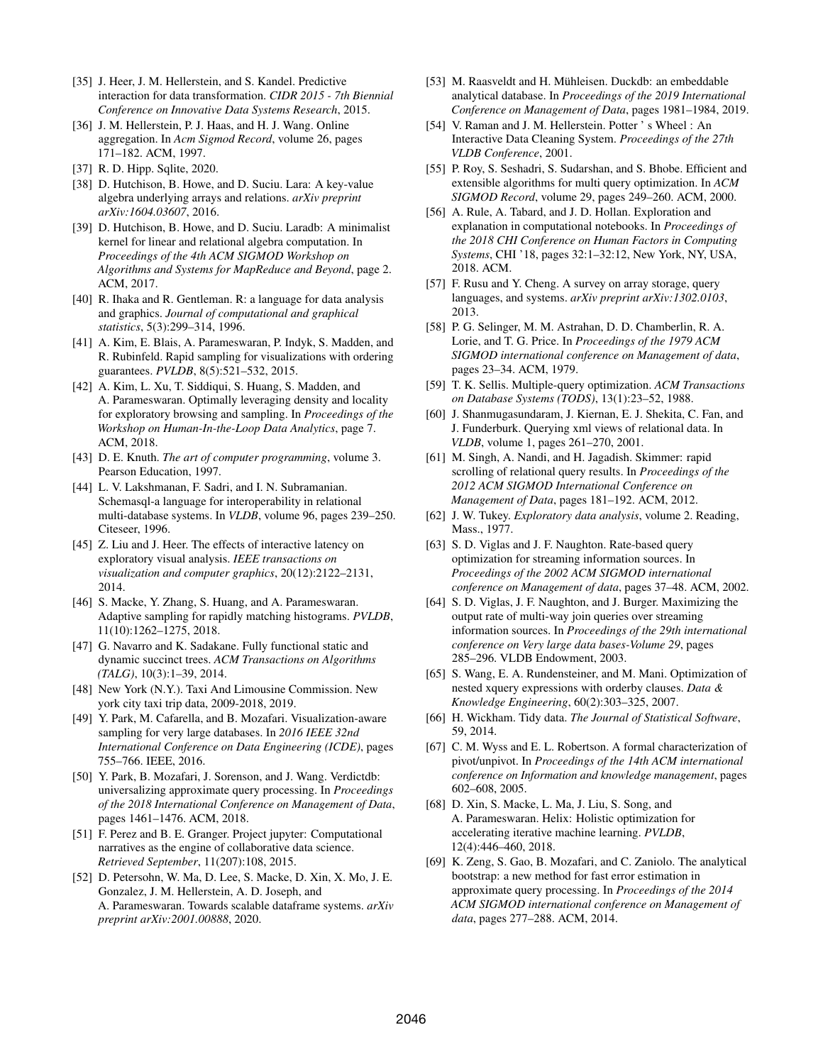[35] J. Heer, J. M. Hellerstein, and S. Kandel. Predictive interaction for data transformation. *CIDR 2015 - 7th Biennial Conference on Innovative Data Systems Research*, 2015.

[36] J. M. Hellerstein, P. J. Haas, and H. J. Wang. Online aggregation. In *Acm Sigmod Record*, volume 26, pages 171–182. ACM, 1997.

[37] R. D. Hipp. Sqlite, 2020.

[38] D. Hutchison, B. Howe, and D. Suciu. Lara: A key-value algebra underlying arrays and relations. *arXiv preprint arXiv:1604.03607*, 2016.

[39] D. Hutchison, B. Howe, and D. Suciu. Laradb: A minimalist kernel for linear and relational algebra computation. In *Proceedings of the 4th ACM SIGMOD Workshop on Algorithms and Systems for MapReduce and Beyond*, page 2. ACM, 2017.

[40] R. Ihaka and R. Gentleman. R: a language for data analysis and graphics. *Journal of computational and graphical statistics*, 5(3):299–314, 1996.

[41] A. Kim, E. Blais, A. Parameswaran, P. Indyk, S. Madden, and R. Rubinfeld. Rapid sampling for visualizations with ordering guarantees. *PVLDB*, 8(5):521–532, 2015.

[42] A. Kim, L. Xu, T. Siddiqui, S. Huang, S. Madden, and A. Parameswaran. Optimally leveraging density and locality for exploratory browsing and sampling. In *Proceedings of the Workshop on Human-In-the-Loop Data Analytics*, page 7. ACM, 2018.

[43] D. E. Knuth. *The art of computer programming*, volume 3. Pearson Education, 1997.

[44] L. V. Lakshmanan, F. Sadri, and I. N. Subramanian. Schemasql-a language for interoperability in relational multi-database systems. In *VLDB*, volume 96, pages 239–250. Citeseer, 1996.

[45] Z. Liu and J. Heer. The effects of interactive latency on exploratory visual analysis. *IEEE transactions on visualization and computer graphics*, 20(12):2122–2131, 2014.

[46] S. Macke, Y. Zhang, S. Huang, and A. Parameswaran. Adaptive sampling for rapidly matching histograms. *PVLDB*, 11(10):1262–1275, 2018.

[47] G. Navarro and K. Sadakane. Fully functional static and dynamic succinct trees. *ACM Transactions on Algorithms (TALG)*, 10(3):1–39, 2014.

[48] New York (N.Y.). Taxi And Limousine Commission. New york city taxi trip data, 2009-2018, 2019.

[49] Y. Park, M. Cafarella, and B. Mozafari. Visualization-aware sampling for very large databases. In *2016 IEEE 32nd International Conference on Data Engineering (ICDE)*, pages 755–766. IEEE, 2016.

[50] Y. Park, B. Mozafari, J. Sorenson, and J. Wang. Verdictdb: universalizing approximate query processing. In *Proceedings of the 2018 International Conference on Management of Data*, pages 1461–1476. ACM, 2018.

[51] F. Perez and B. E. Granger. Project jupyter: Computational narratives as the engine of collaborative data science. *Retrieved September*, 11(207):108, 2015.

[52] D. Petersohn, W. Ma, D. Lee, S. Macke, D. Xin, X. Mo, J. E. Gonzalez, J. M. Hellerstein, A. D. Joseph, and A. Parameswaran. Towards scalable dataframe systems. *arXiv preprint arXiv:2001.00888*, 2020.

[53] M. Raasveldt and H. Mühleisen. Duckdb: an embeddable analytical database. In *Proceedings of the 2019 International Conference on Management of Data*, pages 1981–1984, 2019.

[54] V. Raman and J. M. Hellerstein. Potter ' s Wheel : An Interactive Data Cleaning System. *Proceedings of the 27th VLDB Conference*, 2001.

[55] P. Roy, S. Seshadri, S. Sudarshan, and S. Bhobe. Efficient and extensible algorithms for multi query optimization. In *ACM SIGMOD Record*, volume 29, pages 249–260. ACM, 2000.

[56] A. Rule, A. Tabard, and J. D. Hollan. Exploration and explanation in computational notebooks. In *Proceedings of the 2018 CHI Conference on Human Factors in Computing Systems*, CHI '18, pages 32:1–32:12, New York, NY, USA, 2018. ACM.

[57] F. Rusu and Y. Cheng. A survey on array storage, query languages, and systems. *arXiv preprint arXiv:1302.0103*, 2013.

[58] P. G. Selinger, M. M. Astrahan, D. D. Chamberlin, R. A. Lorie, and T. G. Price. In *Proceedings of the 1979 ACM SIGMOD international conference on Management of data*, pages 23–34. ACM, 1979.

[59] T. K. Sellis. Multiple-query optimization. *ACM Transactions on Database Systems (TODS)*, 13(1):23–52, 1988.

[60] J. Shanmugasundaram, J. Kiernan, E. J. Shekita, C. Fan, and J. Funderburk. Querying xml views of relational data. In *VLDB*, volume 1, pages 261–270, 2001.

[61] M. Singh, A. Nandi, and H. Jagadish. Skimmer: rapid scrolling of relational query results. In *Proceedings of the 2012 ACM SIGMOD International Conference on Management of Data*, pages 181–192. ACM, 2012.

[62] J. W. Tukey. *Exploratory data analysis*, volume 2. Reading, Mass., 1977.

[63] S. D. Viglas and J. F. Naughton. Rate-based query optimization for streaming information sources. In *Proceedings of the 2002 ACM SIGMOD international conference on Management of data*, pages 37–48. ACM, 2002.

[64] S. D. Viglas, J. F. Naughton, and J. Burger. Maximizing the output rate of multi-way join queries over streaming information sources. In *Proceedings of the 29th international conference on Very large data bases-Volume 29*, pages 285–296. VLDB Endowment, 2003.

[65] S. Wang, E. A. Rundensteiner, and M. Mani. Optimization of nested xquery expressions with orderby clauses. *Data & Knowledge Engineering*, 60(2):303–325, 2007.

[66] H. Wickham. Tidy data. *The Journal of Statistical Software*, 59, 2014.

[67] C. M. Wyss and E. L. Robertson. A formal characterization of pivot/unpivot. In *Proceedings of the 14th ACM international conference on Information and knowledge management*, pages 602–608, 2005.

[68] D. Xin, S. Macke, L. Ma, J. Liu, S. Song, and A. Parameswaran. Helix: Holistic optimization for accelerating iterative machine learning. *PVLDB*, 12(4):446–460, 2018.

[69] K. Zeng, S. Gao, B. Mozafari, and C. Zaniolo. The analytical bootstrap: a new method for fast error estimation in approximate query processing. In *Proceedings of the 2014 ACM SIGMOD international conference on Management of data*, pages 277–288. ACM, 2014.